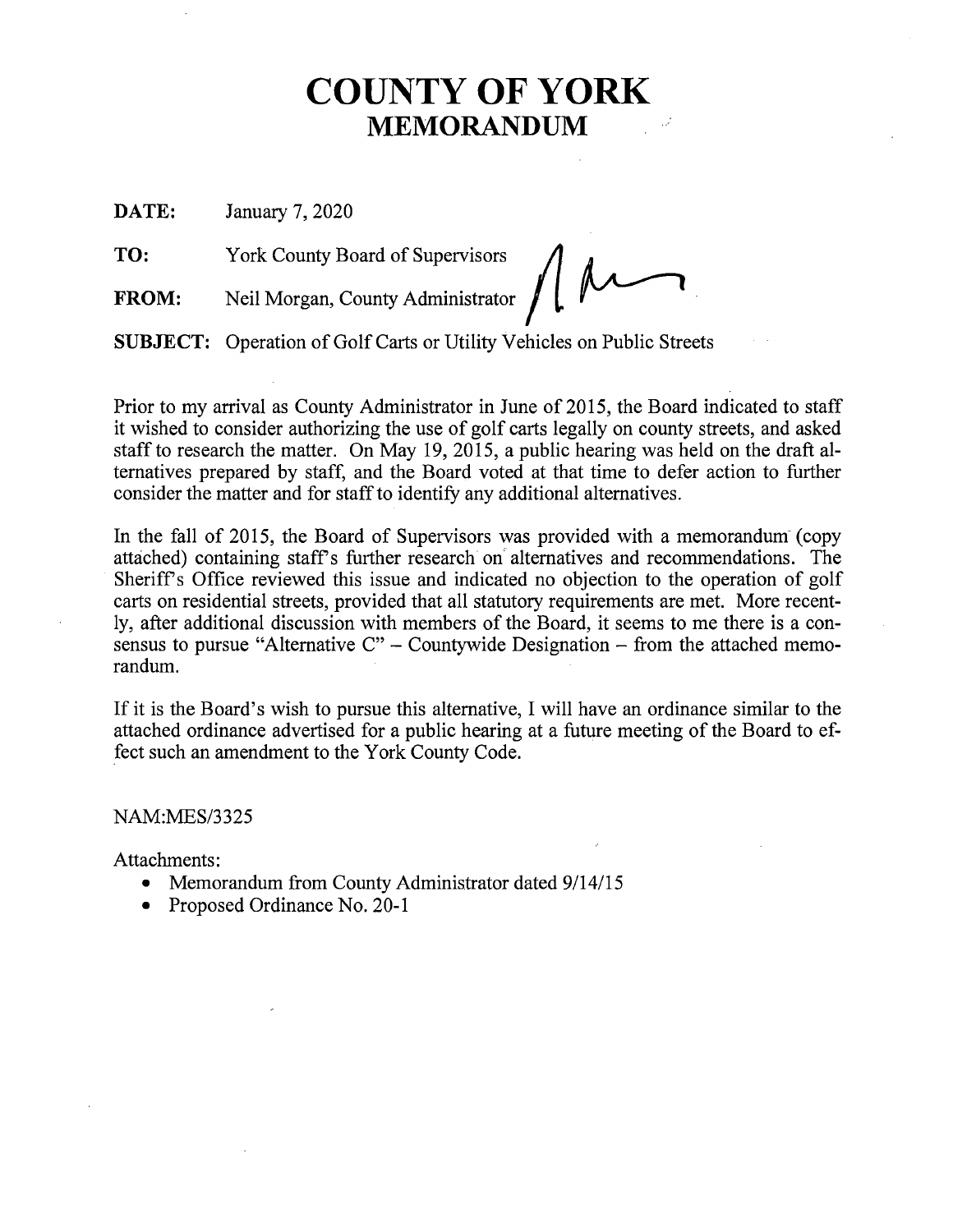# COUNTY OF YORK
## MEMORANDUM

**DATE:** January 7, 2020

**TO:** York County Board of Supervisors

**FROM:** Neil Morgan, County Administrator

**SUBJECT:** Operation of Golf Carts or Utility Vehicles on Public Streets

Prior to my arrival as County Administrator in June of 2015, the Board indicated to staff it wished to consider authorizing the use of golf carts legally on county streets, and asked staff to research the matter. On May 19, 2015, a public hearing was held on the draft alternatives prepared by staff, and the Board voted at that time to defer action to further consider the matter and for staff to identify any additional alternatives.

In the fall of 2015, the Board of Supervisors was provided with a memorandum (copy attached) containing staff's further research on alternatives and recommendations. The Sheriff's Office reviewed this issue and indicated no objection to the operation of golf carts on residential streets, provided that all statutory requirements are met. More recently, after additional discussion with members of the Board, it seems to me there is a consensus to pursue "Alternative C" – Countywide Designation – from the attached memorandum.

If it is the Board's wish to pursue this alternative, I will have an ordinance similar to the attached ordinance advertised for a public hearing at a future meeting of the Board to effect such an amendment to the York County Code.

NAM:MES/3325

Attachments:

- Memorandum from County Administrator dated 9/14/15
- Proposed Ordinance No. 20-1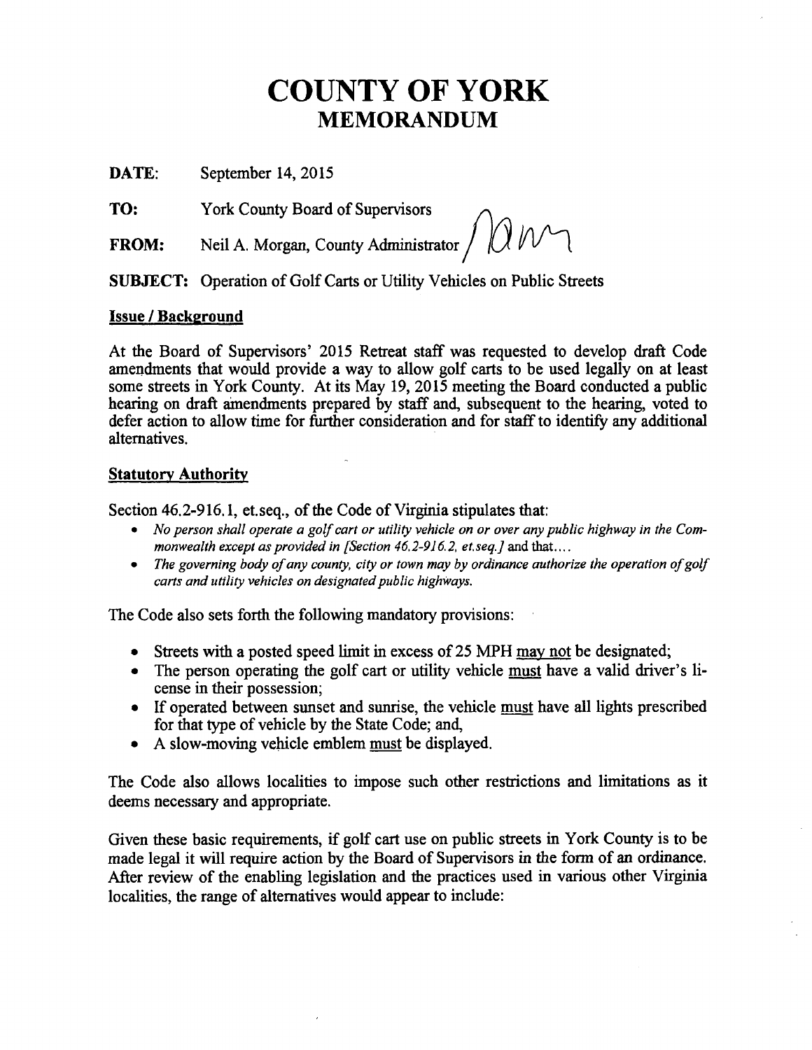# COUNTY OF YORK
## MEMORANDUM

**DATE:** September 14, 2015

**TO:** York County Board of Supervisors

**FROM:** Neil A. Morgan, County Administrator

**SUBJECT:** Operation of Golf Carts or Utility Vehicles on Public Streets

**Issue / Background**

At the Board of Supervisors' 2015 Retreat staff was requested to develop draft Code amendments that would provide a way to allow golf carts to be used legally on at least some streets in York County. At its May 19, 2015 meeting the Board conducted a public hearing on draft amendments prepared by staff and, subsequent to the hearing, voted to defer action to allow time for further consideration and for staff to identify any additional alternatives.

**Statutory Authority**

Section 46.2-916.1, et.seq., of the Code of Virginia stipulates that:

- *No person shall operate a golf cart or utility vehicle on or over any public highway in the Commonwealth except as provided in [Section 46.2-916.2, et.seq.]* and that....
- *The governing body of any county, city or town may by ordinance authorize the operation of golf carts and utility vehicles on designated public highways.*

The Code also sets forth the following mandatory provisions:

- Streets with a posted speed limit in excess of 25 MPH may not be designated;
- The person operating the golf cart or utility vehicle must have a valid driver's license in their possession;
- If operated between sunset and sunrise, the vehicle must have all lights prescribed for that type of vehicle by the State Code; and,
- A slow-moving vehicle emblem must be displayed.

The Code also allows localities to impose such other restrictions and limitations as it deems necessary and appropriate.

Given these basic requirements, if golf cart use on public streets in York County is to be made legal it will require action by the Board of Supervisors in the form of an ordinance. After review of the enabling legislation and the practices used in various other Virginia localities, the range of alternatives would appear to include: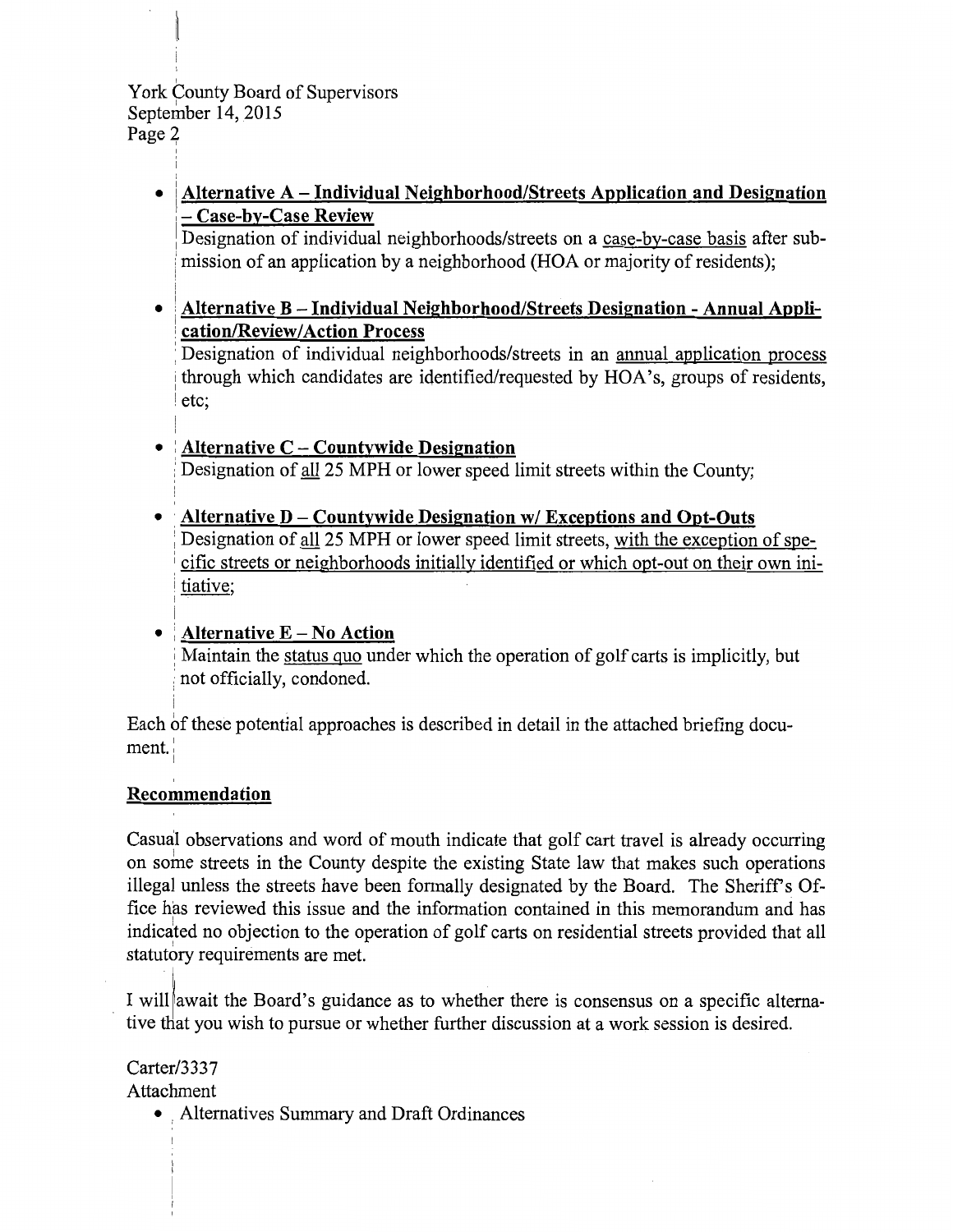- **Alternative A – Individual Neighborhood/Streets Application and Designation – Case-by-Case Review**
  Designation of individual neighborhoods/streets on a case-by-case basis after submission of an application by a neighborhood (HOA or majority of residents);

- **Alternative B – Individual Neighborhood/Streets Designation - Annual Application/Review/Action Process**
  Designation of individual neighborhoods/streets in an annual application process through which candidates are identified/requested by HOA's, groups of residents, etc;

- **Alternative C – Countywide Designation**
  Designation of all 25 MPH or lower speed limit streets within the County;

- **Alternative D – Countywide Designation w/ Exceptions and Opt-Outs**
  Designation of all 25 MPH or lower speed limit streets, with the exception of specific streets or neighborhoods initially identified or which opt-out on their own initiative;

- **Alternative E – No Action**
  Maintain the status quo under which the operation of golf carts is implicitly, but not officially, condoned.

Each of these potential approaches is described in detail in the attached briefing document.

## Recommendation

Casual observations and word of mouth indicate that golf cart travel is already occurring on some streets in the County despite the existing State law that makes such operations illegal unless the streets have been formally designated by the Board. The Sheriff's Office has reviewed this issue and the information contained in this memorandum and has indicated no objection to the operation of golf carts on residential streets provided that all statutory requirements are met.

I will await the Board's guidance as to whether there is consensus on a specific alternative that you wish to pursue or whether further discussion at a work session is desired.

Carter/3337

Attachment

- Alternatives Summary and Draft Ordinances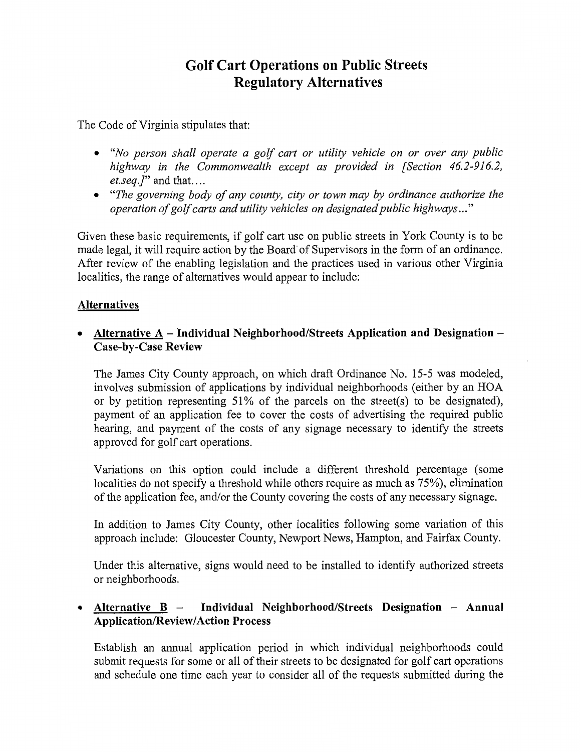# Golf Cart Operations on Public Streets
# Regulatory Alternatives

The Code of Virginia stipulates that:

- *"No person shall operate a golf cart or utility vehicle on or over any public highway in the Commonwealth except as provided in [Section 46.2-916.2, et.seq.]"* and that….
- *"The governing body of any county, city or town may by ordinance authorize the operation of golf carts and utility vehicles on designated public highways…"*

Given these basic requirements, if golf cart use on public streets in York County is to be made legal, it will require action by the Board of Supervisors in the form of an ordinance. After review of the enabling legislation and the practices used in various other Virginia localities, the range of alternatives would appear to include:

## Alternatives

- **Alternative A – Individual Neighborhood/Streets Application and Designation – Case-by-Case Review**

  The James City County approach, on which draft Ordinance No. 15-5 was modeled, involves submission of applications by individual neighborhoods (either by an HOA or by petition representing 51% of the parcels on the street(s) to be designated), payment of an application fee to cover the costs of advertising the required public hearing, and payment of the costs of any signage necessary to identify the streets approved for golf cart operations.

  Variations on this option could include a different threshold percentage (some localities do not specify a threshold while others require as much as 75%), elimination of the application fee, and/or the County covering the costs of any necessary signage.

  In addition to James City County, other localities following some variation of this approach include: Gloucester County, Newport News, Hampton, and Fairfax County.

  Under this alternative, signs would need to be installed to identify authorized streets or neighborhoods.

- **Alternative B – Individual Neighborhood/Streets Designation – Annual Application/Review/Action Process**

  Establish an annual application period in which individual neighborhoods could submit requests for some or all of their streets to be designated for golf cart operations and schedule one time each year to consider all of the requests submitted during the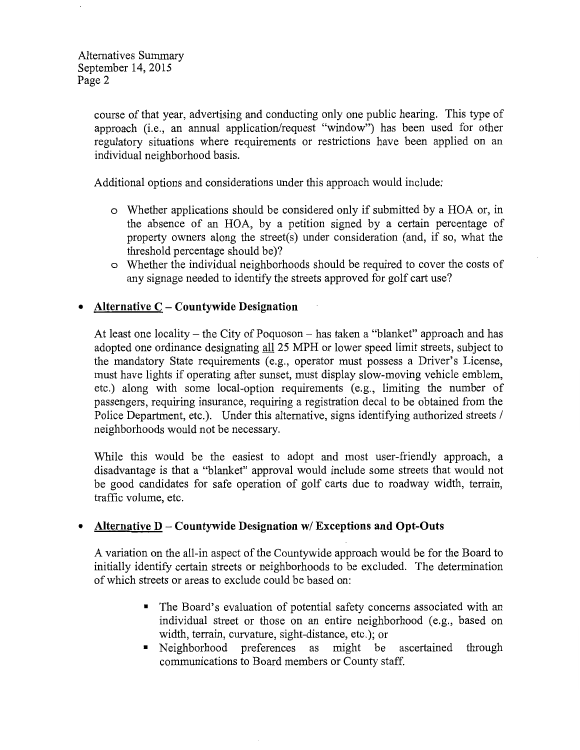course of that year, advertising and conducting only one public hearing. This type of approach (i.e., an annual application/request "window") has been used for other regulatory situations where requirements or restrictions have been applied on an individual neighborhood basis.

Additional options and considerations under this approach would include:

- Whether applications should be considered only if submitted by a HOA or, in the absence of an HOA, by a petition signed by a certain percentage of property owners along the street(s) under consideration (and, if so, what the threshold percentage should be)?
- Whether the individual neighborhoods should be required to cover the costs of any signage needed to identify the streets approved for golf cart use?

- **Alternative C – Countywide Designation**

  At least one locality – the City of Poquoson – has taken a "blanket" approach and has adopted one ordinance designating all 25 MPH or lower speed limit streets, subject to the mandatory State requirements (e.g., operator must possess a Driver's License, must have lights if operating after sunset, must display slow-moving vehicle emblem, etc.) along with some local-option requirements (e.g., limiting the number of passengers, requiring insurance, requiring a registration decal to be obtained from the Police Department, etc.). Under this alternative, signs identifying authorized streets / neighborhoods would not be necessary.

  While this would be the easiest to adopt and most user-friendly approach, a disadvantage is that a "blanket" approval would include some streets that would not be good candidates for safe operation of golf carts due to roadway width, terrain, traffic volume, etc.

- **Alternative D – Countywide Designation w/ Exceptions and Opt-Outs**

  A variation on the all-in aspect of the Countywide approach would be for the Board to initially identify certain streets or neighborhoods to be excluded. The determination of which streets or areas to exclude could be based on:

  - The Board's evaluation of potential safety concerns associated with an individual street or those on an entire neighborhood (e.g., based on width, terrain, curvature, sight-distance, etc.); or
  - Neighborhood preferences as might be ascertained through communications to Board members or County staff.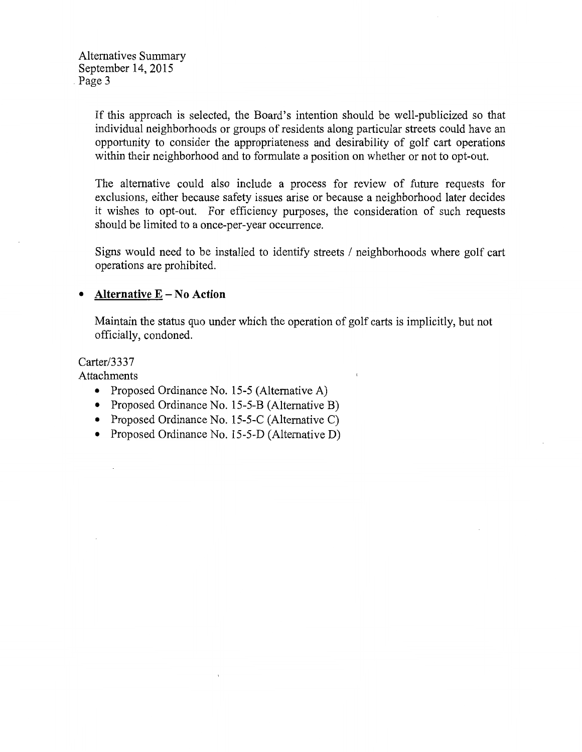If this approach is selected, the Board's intention should be well-publicized so that individual neighborhoods or groups of residents along particular streets could have an opportunity to consider the appropriateness and desirability of golf cart operations within their neighborhood and to formulate a position on whether or not to opt-out.

The alternative could also include a process for review of future requests for exclusions, either because safety issues arise or because a neighborhood later decides it wishes to opt-out. For efficiency purposes, the consideration of such requests should be limited to a once-per-year occurrence.

Signs would need to be installed to identify streets / neighborhoods where golf cart operations are prohibited.

- **<u>Alternative E</u> – No Action**

  Maintain the status quo under which the operation of golf carts is implicitly, but not officially, condoned.

Carter/3337

Attachments

- Proposed Ordinance No. 15-5 (Alternative A)
- Proposed Ordinance No. 15-5-B (Alternative B)
- Proposed Ordinance No. 15-5-C (Alternative C)
- Proposed Ordinance No. 15-5-D (Alternative D)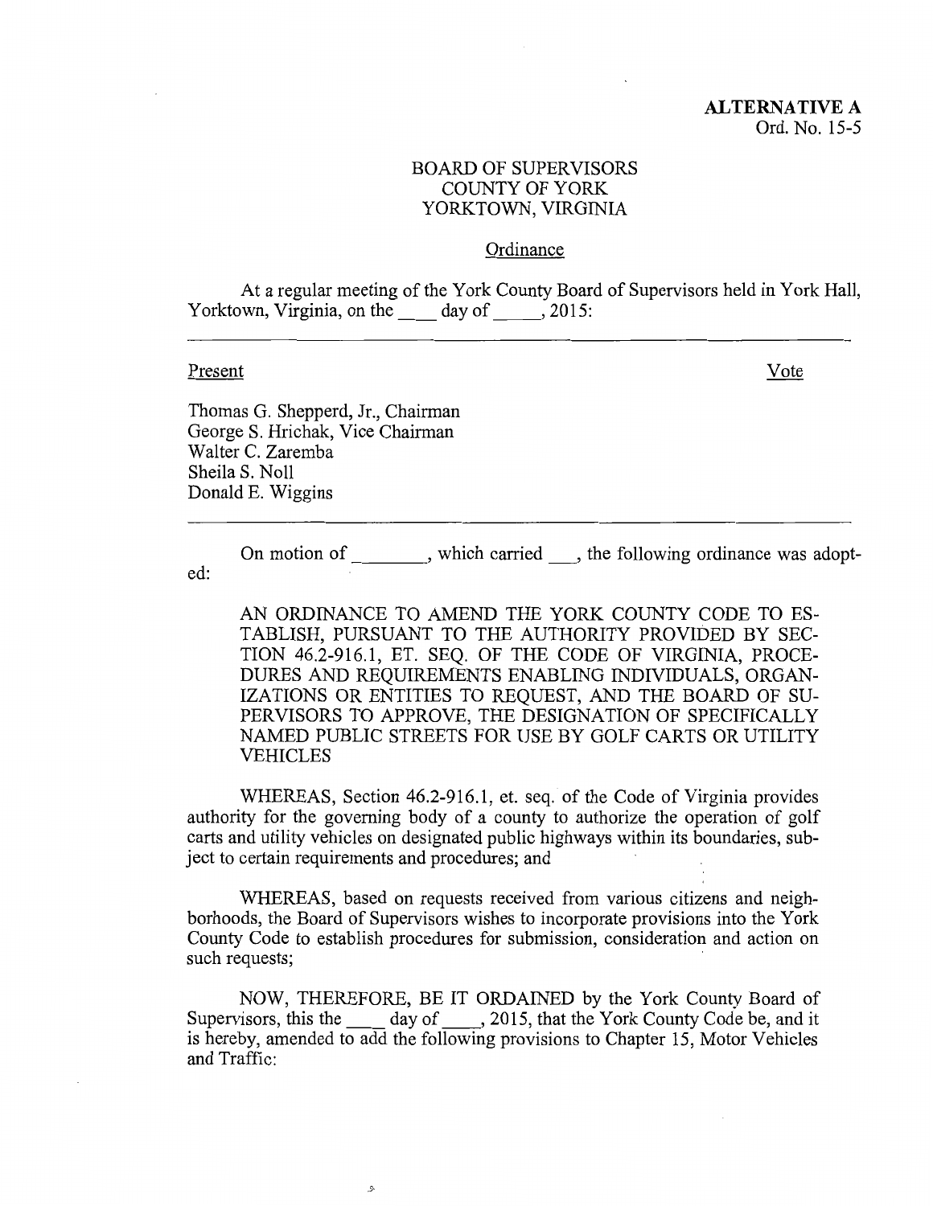**ALTERNATIVE A**
Ord. No. 15-5

BOARD OF SUPERVISORS
COUNTY OF YORK
YORKTOWN, VIRGINIA

Ordinance

At a regular meeting of the York County Board of Supervisors held in York Hall, Yorktown, Virginia, on the ____ day of _____, 2015:

---

| Present | Vote |
|---|---|
| Thomas G. Shepperd, Jr., Chairman | |
| George S. Hrichak, Vice Chairman | |
| Walter C. Zaremba | |
| Sheila S. Noll | |
| Donald E. Wiggins | |

---

On motion of ________, which carried ___, the following ordinance was adopted:

AN ORDINANCE TO AMEND THE YORK COUNTY CODE TO ESTABLISH, PURSUANT TO THE AUTHORITY PROVIDED BY SECTION 46.2-916.1, ET. SEQ. OF THE CODE OF VIRGINIA, PROCEDURES AND REQUIREMENTS ENABLING INDIVIDUALS, ORGANIZATIONS OR ENTITIES TO REQUEST, AND THE BOARD OF SUPERVISORS TO APPROVE, THE DESIGNATION OF SPECIFICALLY NAMED PUBLIC STREETS FOR USE BY GOLF CARTS OR UTILITY VEHICLES

WHEREAS, Section 46.2-916.1, et. seq. of the Code of Virginia provides authority for the governing body of a county to authorize the operation of golf carts and utility vehicles on designated public highways within its boundaries, subject to certain requirements and procedures; and

WHEREAS, based on requests received from various citizens and neighborhoods, the Board of Supervisors wishes to incorporate provisions into the York County Code to establish procedures for submission, consideration and action on such requests;

NOW, THEREFORE, BE IT ORDAINED by the York County Board of Supervisors, this the ____ day of ____, 2015, that the York County Code be, and it is hereby, amended to add the following provisions to Chapter 15, Motor Vehicles and Traffic: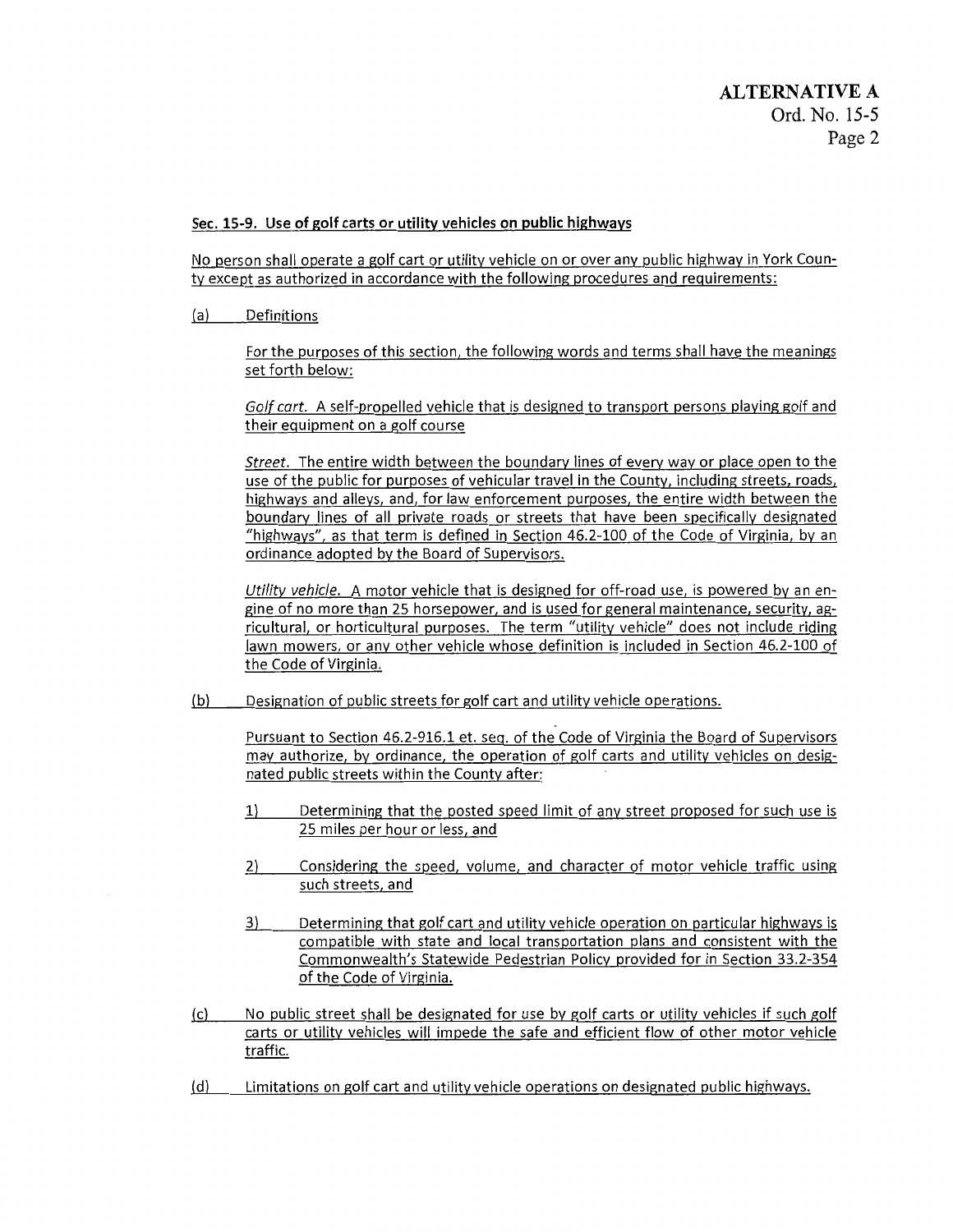**ALTERNATIVE A**
Ord. No. 15-5

**Sec. 15-9. Use of golf carts or utility vehicles on public highways**

No person shall operate a golf cart or utility vehicle on or over any public highway in York County except as authorized in accordance with the following procedures and requirements:

(a) Definitions

For the purposes of this section, the following words and terms shall have the meanings set forth below:

*Golf cart.* A self-propelled vehicle that is designed to transport persons playing golf and their equipment on a golf course

*Street.* The entire width between the boundary lines of every way or place open to the use of the public for purposes of vehicular travel in the County, including streets, roads, highways and alleys, and, for law enforcement purposes, the entire width between the boundary lines of all private roads or streets that have been specifically designated "highways", as that term is defined in Section 46.2-100 of the Code of Virginia, by an ordinance adopted by the Board of Supervisors.

*Utility vehicle.* A motor vehicle that is designed for off-road use, is powered by an engine of no more than 25 horsepower, and is used for general maintenance, security, agricultural, or horticultural purposes. The term "utility vehicle" does not include riding lawn mowers, or any other vehicle whose definition is included in Section 46.2-100 of the Code of Virginia.

(b) Designation of public streets for golf cart and utility vehicle operations.

Pursuant to Section 46.2-916.1 et. seq. of the Code of Virginia the Board of Supervisors may authorize, by ordinance, the operation of golf carts and utility vehicles on designated public streets within the County after:

1) Determining that the posted speed limit of any street proposed for such use is 25 miles per hour or less, and

2) Considering the speed, volume, and character of motor vehicle traffic using such streets, and

3) Determining that golf cart and utility vehicle operation on particular highways is compatible with state and local transportation plans and consistent with the Commonwealth's Statewide Pedestrian Policy provided for in Section 33.2-354 of the Code of Virginia.

(c) No public street shall be designated for use by golf carts or utility vehicles if such golf carts or utility vehicles will impede the safe and efficient flow of other motor vehicle traffic.

(d) Limitations on golf cart and utility vehicle operations on designated public highways.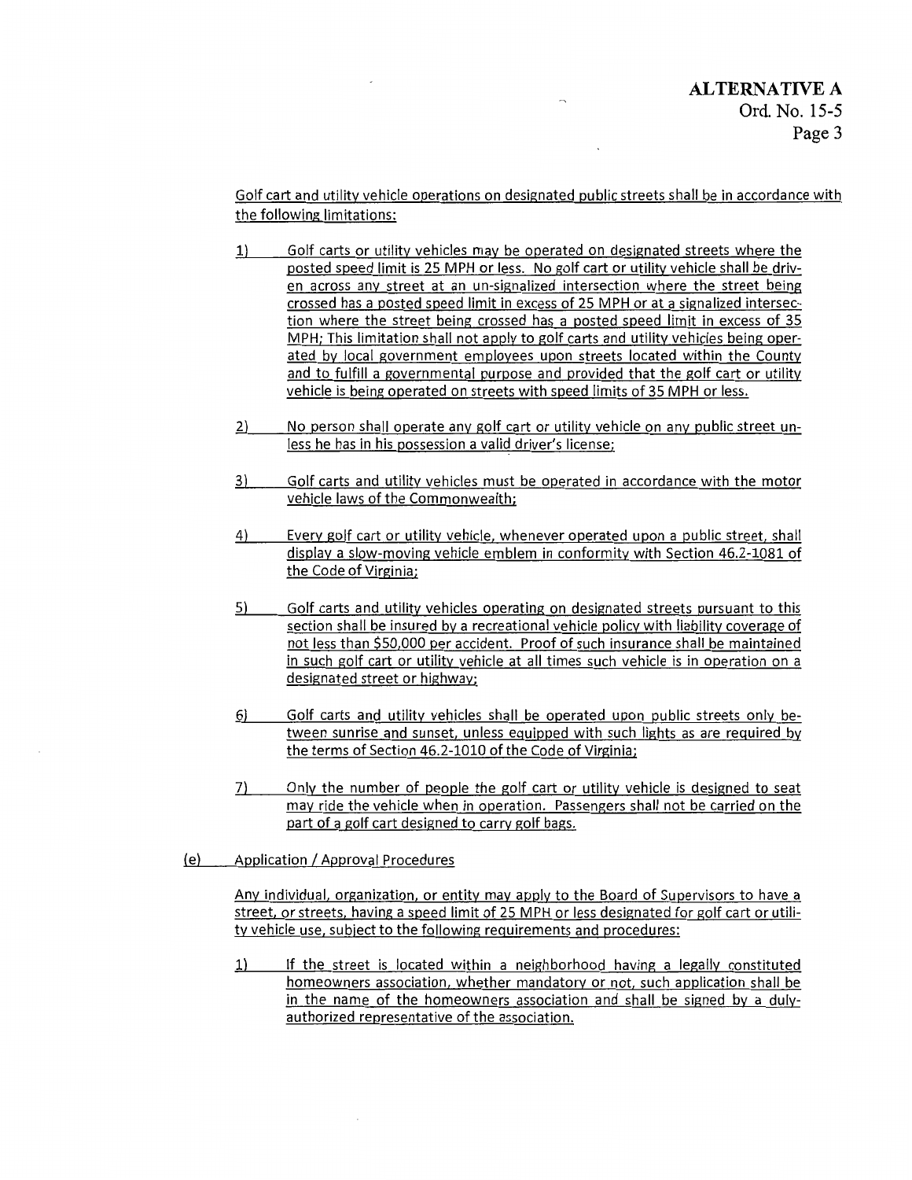Golf cart and utility vehicle operations on designated public streets shall be in accordance with the following limitations:

1) Golf carts or utility vehicles may be operated on designated streets where the posted speed limit is 25 MPH or less. No golf cart or utility vehicle shall be driven across any street at an un-signalized intersection where the street being crossed has a posted speed limit in excess of 25 MPH or at a signalized intersection where the street being crossed has a posted speed limit in excess of 35 MPH; This limitation shall not apply to golf carts and utility vehicles being operated by local government employees upon streets located within the County and to fulfill a governmental purpose and provided that the golf cart or utility vehicle is being operated on streets with speed limits of 35 MPH or less.

2) No person shall operate any golf cart or utility vehicle on any public street unless he has in his possession a valid driver's license;

3) Golf carts and utility vehicles must be operated in accordance with the motor vehicle laws of the Commonwealth;

4) Every golf cart or utility vehicle, whenever operated upon a public street, shall display a slow-moving vehicle emblem in conformity with Section 46.2-1081 of the Code of Virginia;

5) Golf carts and utility vehicles operating on designated streets pursuant to this section shall be insured by a recreational vehicle policy with liability coverage of not less than $50,000 per accident. Proof of such insurance shall be maintained in such golf cart or utility vehicle at all times such vehicle is in operation on a designated street or highway;

6) Golf carts and utility vehicles shall be operated upon public streets only between sunrise and sunset, unless equipped with such lights as are required by the terms of Section 46.2-1010 of the Code of Virginia;

7) Only the number of people the golf cart or utility vehicle is designed to seat may ride the vehicle when in operation. Passengers shall not be carried on the part of a golf cart designed to carry golf bags.

(e) Application / Approval Procedures

Any individual, organization, or entity may apply to the Board of Supervisors to have a street, or streets, having a speed limit of 25 MPH or less designated for golf cart or utility vehicle use, subject to the following requirements and procedures:

1) If the street is located within a neighborhood having a legally constituted homeowners association, whether mandatory or not, such application shall be in the name of the homeowners association and shall be signed by a duly-authorized representative of the association.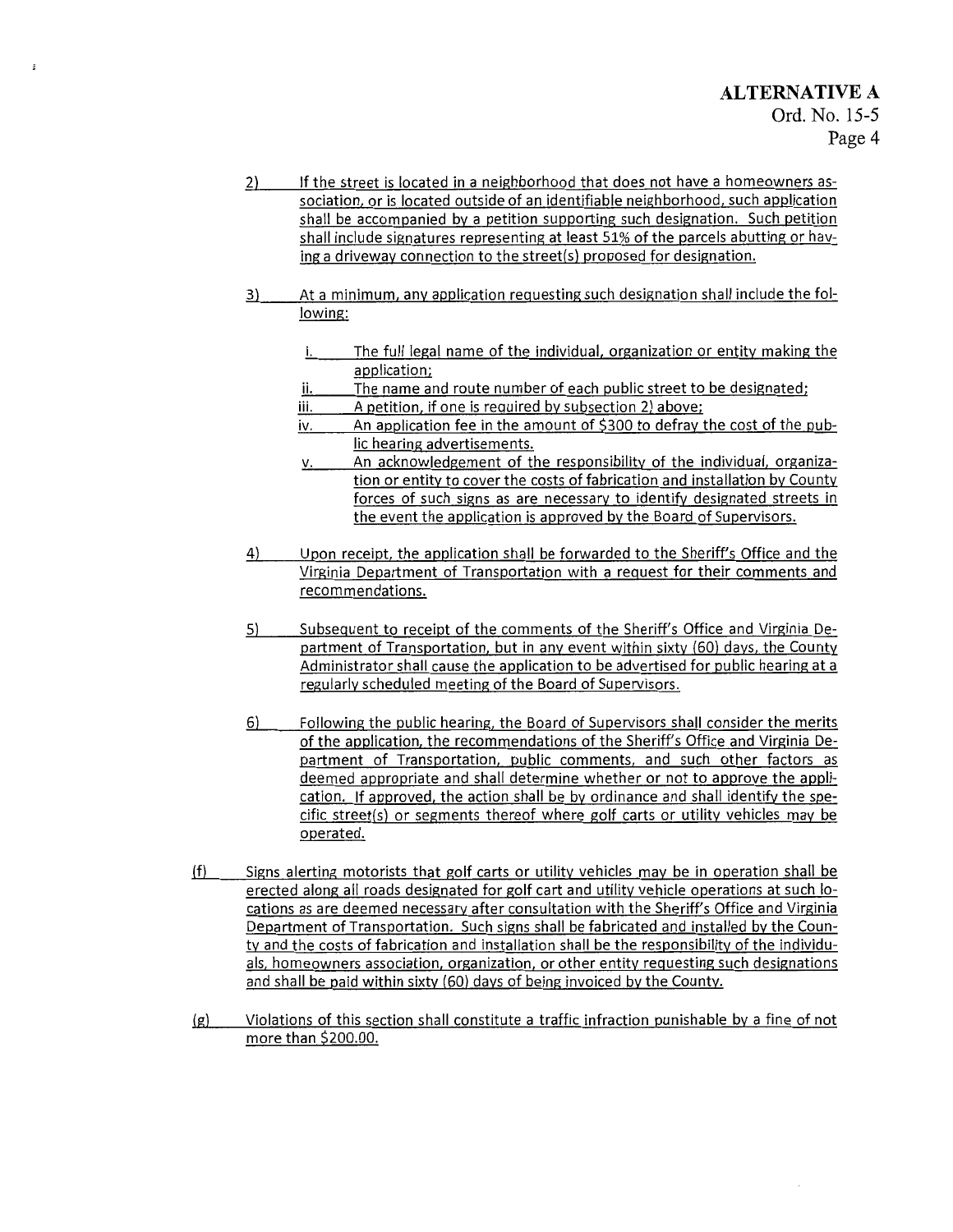2) If the street is located in a neighborhood that does not have a homeowners association, or is located outside of an identifiable neighborhood, such application shall be accompanied by a petition supporting such designation. Such petition shall include signatures representing at least 51% of the parcels abutting or having a driveway connection to the street(s) proposed for designation.

3) At a minimum, any application requesting such designation shall include the following:

   i. The full legal name of the individual, organization or entity making the application;
   ii. The name and route number of each public street to be designated;
   iii. A petition, if one is required by subsection 2) above;
   iv. An application fee in the amount of $300 to defray the cost of the public hearing advertisements.
   v. An acknowledgement of the responsibility of the individual, organization or entity to cover the costs of fabrication and installation by County forces of such signs as are necessary to identify designated streets in the event the application is approved by the Board of Supervisors.

4) Upon receipt, the application shall be forwarded to the Sheriff's Office and the Virginia Department of Transportation with a request for their comments and recommendations.

5) Subsequent to receipt of the comments of the Sheriff's Office and Virginia Department of Transportation, but in any event within sixty (60) days, the County Administrator shall cause the application to be advertised for public hearing at a regularly scheduled meeting of the Board of Supervisors.

6) Following the public hearing, the Board of Supervisors shall consider the merits of the application, the recommendations of the Sheriff's Office and Virginia Department of Transportation, public comments, and such other factors as deemed appropriate and shall determine whether or not to approve the application. If approved, the action shall be by ordinance and shall identify the specific street(s) or segments thereof where golf carts or utility vehicles may be operated.

(f) Signs alerting motorists that golf carts or utility vehicles may be in operation shall be erected along all roads designated for golf cart and utility vehicle operations at such locations as are deemed necessary after consultation with the Sheriff's Office and Virginia Department of Transportation. Such signs shall be fabricated and installed by the County and the costs of fabrication and installation shall be the responsibility of the individuals, homeowners association, organization, or other entity requesting such designations and shall be paid within sixty (60) days of being invoiced by the County.

(g) Violations of this section shall constitute a traffic infraction punishable by a fine of not more than $200.00.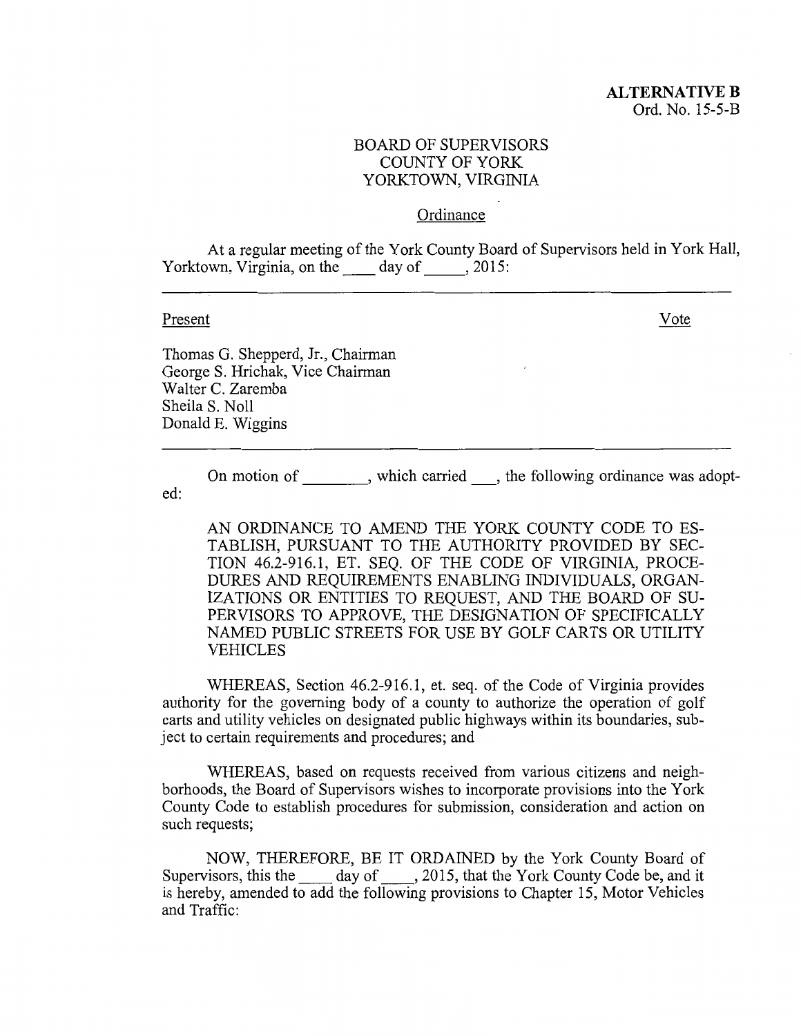**ALTERNATIVE B**
Ord. No. 15-5-B

BOARD OF SUPERVISORS
COUNTY OF YORK
YORKTOWN, VIRGINIA

Ordinance

At a regular meeting of the York County Board of Supervisors held in York Hall, Yorktown, Virginia, on the ____ day of _____, 2015:

| Present | Vote |
|---|---|
| Thomas G. Shepperd, Jr., Chairman | |
| George S. Hrichak, Vice Chairman | |
| Walter C. Zaremba | |
| Sheila S. Noll | |
| Donald E. Wiggins | |

On motion of ________, which carried ___, the following ordinance was adopted:

AN ORDINANCE TO AMEND THE YORK COUNTY CODE TO ESTABLISH, PURSUANT TO THE AUTHORITY PROVIDED BY SECTION 46.2-916.1, ET. SEQ. OF THE CODE OF VIRGINIA, PROCEDURES AND REQUIREMENTS ENABLING INDIVIDUALS, ORGANIZATIONS OR ENTITIES TO REQUEST, AND THE BOARD OF SUPERVISORS TO APPROVE, THE DESIGNATION OF SPECIFICALLY NAMED PUBLIC STREETS FOR USE BY GOLF CARTS OR UTILITY VEHICLES

WHEREAS, Section 46.2-916.1, et. seq. of the Code of Virginia provides authority for the governing body of a county to authorize the operation of golf carts and utility vehicles on designated public highways within its boundaries, subject to certain requirements and procedures; and

WHEREAS, based on requests received from various citizens and neighborhoods, the Board of Supervisors wishes to incorporate provisions into the York County Code to establish procedures for submission, consideration and action on such requests;

NOW, THEREFORE, BE IT ORDAINED by the York County Board of Supervisors, this the ____ day of ____, 2015, that the York County Code be, and it is hereby, amended to add the following provisions to Chapter 15, Motor Vehicles and Traffic: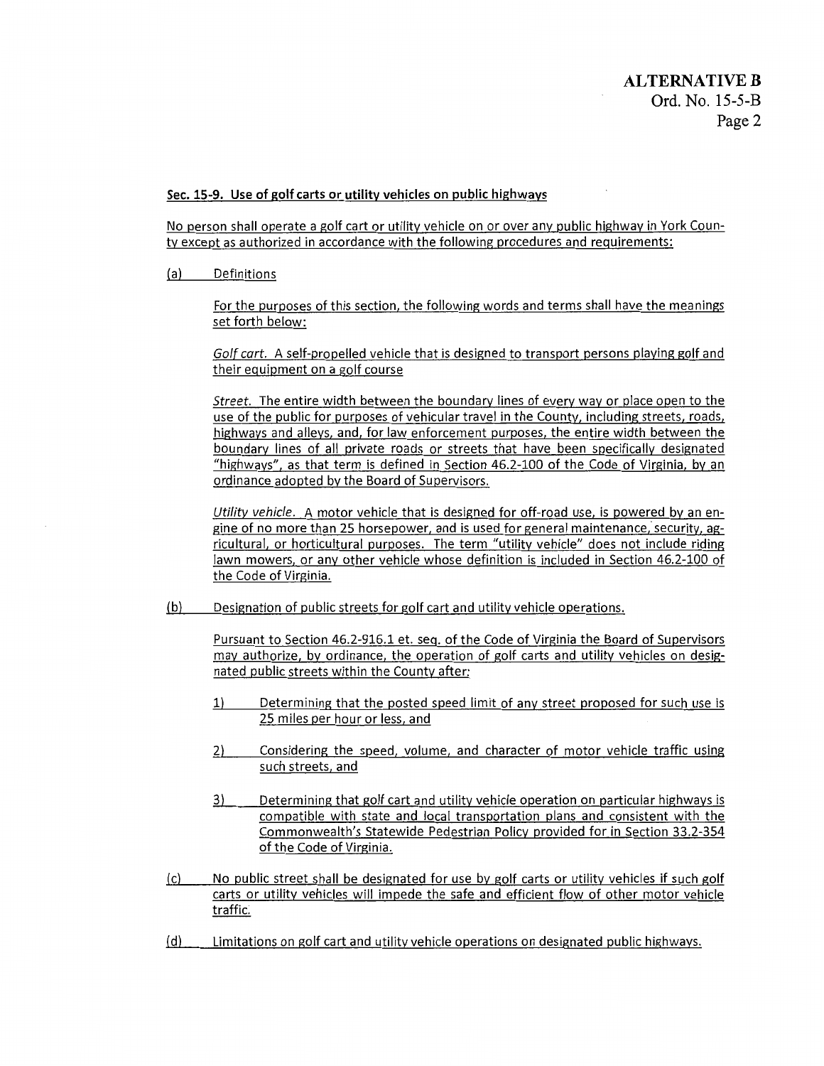**ALTERNATIVE B**
Ord. No. 15-5-B

**Sec. 15-9. Use of golf carts or utility vehicles on public highways**

No person shall operate a golf cart or utility vehicle on or over any public highway in York County except as authorized in accordance with the following procedures and requirements:

(a) Definitions

For the purposes of this section, the following words and terms shall have the meanings set forth below:

*Golf cart.* A self-propelled vehicle that is designed to transport persons playing golf and their equipment on a golf course

*Street.* The entire width between the boundary lines of every way or place open to the use of the public for purposes of vehicular travel in the County, including streets, roads, highways and alleys, and, for law enforcement purposes, the entire width between the boundary lines of all private roads or streets that have been specifically designated "highways", as that term is defined in Section 46.2-100 of the Code of Virginia, by an ordinance adopted by the Board of Supervisors.

*Utility vehicle.* A motor vehicle that is designed for off-road use, is powered by an engine of no more than 25 horsepower, and is used for general maintenance, security, agricultural, or horticultural purposes. The term "utility vehicle" does not include riding lawn mowers, or any other vehicle whose definition is included in Section 46.2-100 of the Code of Virginia.

(b) Designation of public streets for golf cart and utility vehicle operations.

Pursuant to Section 46.2-916.1 et. seq. of the Code of Virginia the Board of Supervisors may authorize, by ordinance, the operation of golf carts and utility vehicles on designated public streets within the County after:

1) Determining that the posted speed limit of any street proposed for such use is 25 miles per hour or less, and

2) Considering the speed, volume, and character of motor vehicle traffic using such streets, and

3) Determining that golf cart and utility vehicle operation on particular highways is compatible with state and local transportation plans and consistent with the Commonwealth's Statewide Pedestrian Policy provided for in Section 33.2-354 of the Code of Virginia.

(c) No public street shall be designated for use by golf carts or utility vehicles if such golf carts or utility vehicles will impede the safe and efficient flow of other motor vehicle traffic.

(d) Limitations on golf cart and utility vehicle operations on designated public highways.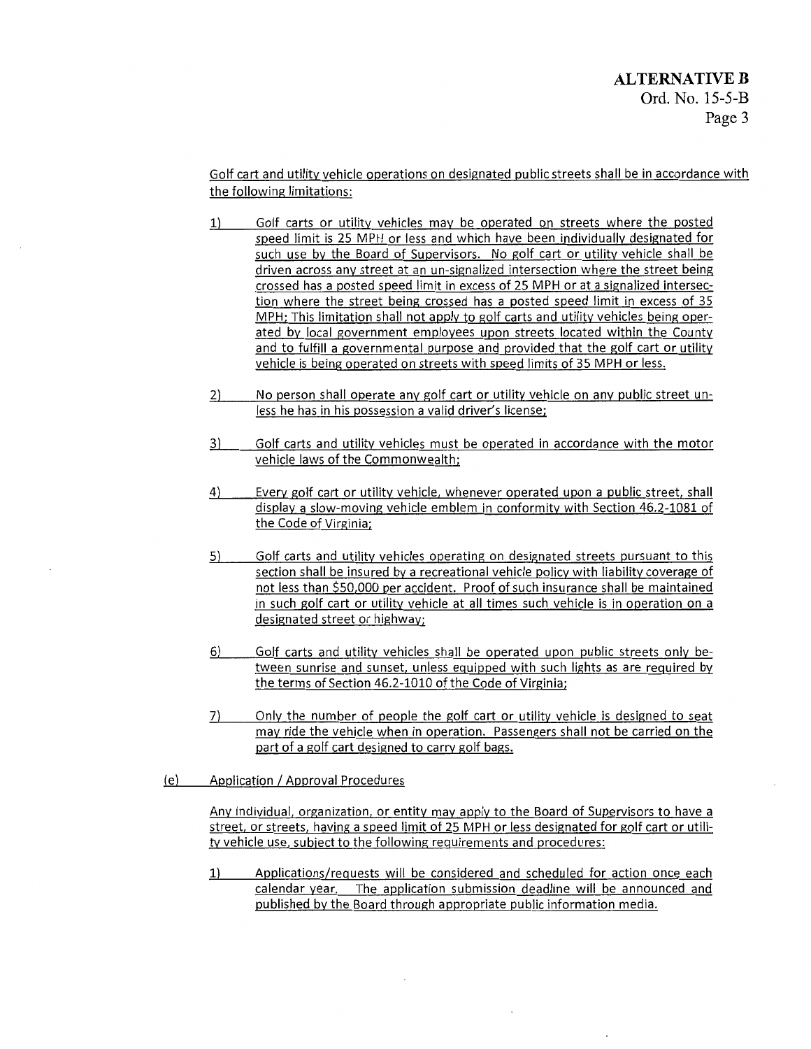Golf cart and utility vehicle operations on designated public streets shall be in accordance with the following limitations:

1) Golf carts or utility vehicles may be operated on streets where the posted speed limit is 25 MPH or less and which have been individually designated for such use by the Board of Supervisors. No golf cart or utility vehicle shall be driven across any street at an un-signalized intersection where the street being crossed has a posted speed limit in excess of 25 MPH or at a signalized intersection where the street being crossed has a posted speed limit in excess of 35 MPH; This limitation shall not apply to golf carts and utility vehicles being operated by local government employees upon streets located within the County and to fulfill a governmental purpose and provided that the golf cart or utility vehicle is being operated on streets with speed limits of 35 MPH or less.

2) No person shall operate any golf cart or utility vehicle on any public street unless he has in his possession a valid driver's license;

3) Golf carts and utility vehicles must be operated in accordance with the motor vehicle laws of the Commonwealth;

4) Every golf cart or utility vehicle, whenever operated upon a public street, shall display a slow-moving vehicle emblem in conformity with Section 46.2-1081 of the Code of Virginia;

5) Golf carts and utility vehicles operating on designated streets pursuant to this section shall be insured by a recreational vehicle policy with liability coverage of not less than $50,000 per accident. Proof of such insurance shall be maintained in such golf cart or utility vehicle at all times such vehicle is in operation on a designated street or highway;

6) Golf carts and utility vehicles shall be operated upon public streets only between sunrise and sunset, unless equipped with such lights as are required by the terms of Section 46.2-1010 of the Code of Virginia;

7) Only the number of people the golf cart or utility vehicle is designed to seat may ride the vehicle when in operation. Passengers shall not be carried on the part of a golf cart designed to carry golf bags.

(e) Application / Approval Procedures

Any individual, organization, or entity may apply to the Board of Supervisors to have a street, or streets, having a speed limit of 25 MPH or less designated for golf cart or utility vehicle use, subject to the following requirements and procedures:

1) Applications/requests will be considered and scheduled for action once each calendar year. The application submission deadline will be announced and published by the Board through appropriate public information media.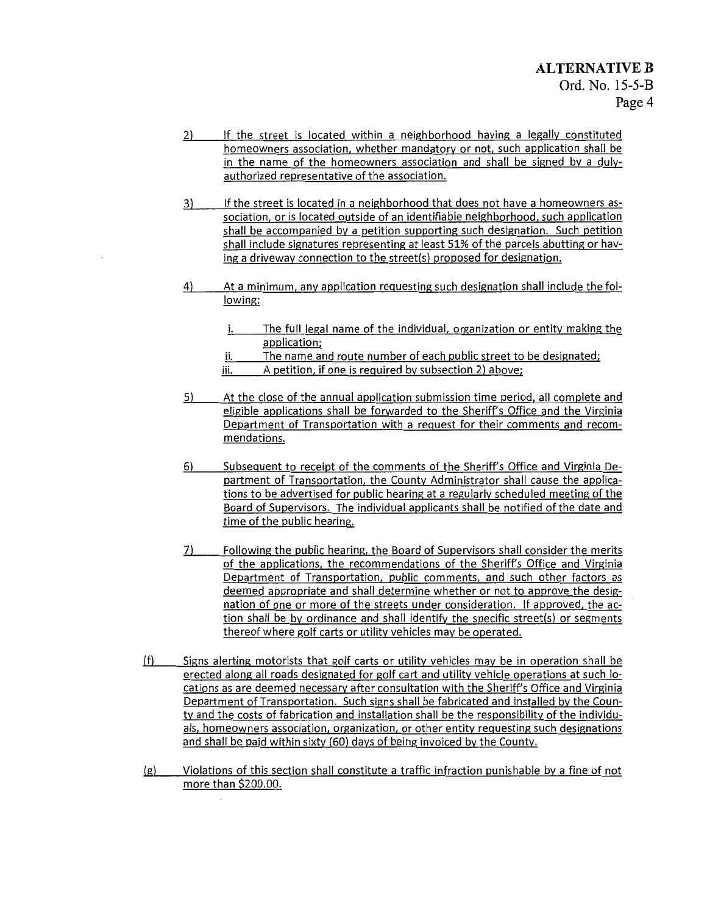2) If the street is located within a neighborhood having a legally constituted homeowners association, whether mandatory or not, such application shall be in the name of the homeowners association and shall be signed by a duly-authorized representative of the association.

3) If the street is located in a neighborhood that does not have a homeowners association, or is located outside of an identifiable neighborhood, such application shall be accompanied by a petition supporting such designation. Such petition shall include signatures representing at least 51% of the parcels abutting or having a driveway connection to the street(s) proposed for designation.

4) At a minimum, any application requesting such designation shall include the following:

   i. The full legal name of the individual, organization or entity making the application;
   ii. The name and route number of each public street to be designated;
   iii. A petition, if one is required by subsection 2) above;

5) At the close of the annual application submission time period, all complete and eligible applications shall be forwarded to the Sheriff's Office and the Virginia Department of Transportation with a request for their comments and recommendations.

6) Subsequent to receipt of the comments of the Sheriff's Office and Virginia Department of Transportation, the County Administrator shall cause the applications to be advertised for public hearing at a regularly scheduled meeting of the Board of Supervisors. The individual applicants shall be notified of the date and time of the public hearing.

7) Following the public hearing, the Board of Supervisors shall consider the merits of the applications, the recommendations of the Sheriff's Office and Virginia Department of Transportation, public comments, and such other factors as deemed appropriate and shall determine whether or not to approve the designation of one or more of the streets under consideration. If approved, the action shall be by ordinance and shall identify the specific street(s) or segments thereof where golf carts or utility vehicles may be operated.

(f) Signs alerting motorists that golf carts or utility vehicles may be in operation shall be erected along all roads designated for golf cart and utility vehicle operations at such locations as are deemed necessary after consultation with the Sheriff's Office and Virginia Department of Transportation. Such signs shall be fabricated and installed by the County and the costs of fabrication and installation shall be the responsibility of the individuals, homeowners association, organization, or other entity requesting such designations and shall be paid within sixty (60) days of being invoiced by the County.

(g) Violations of this section shall constitute a traffic infraction punishable by a fine of not more than $200.00.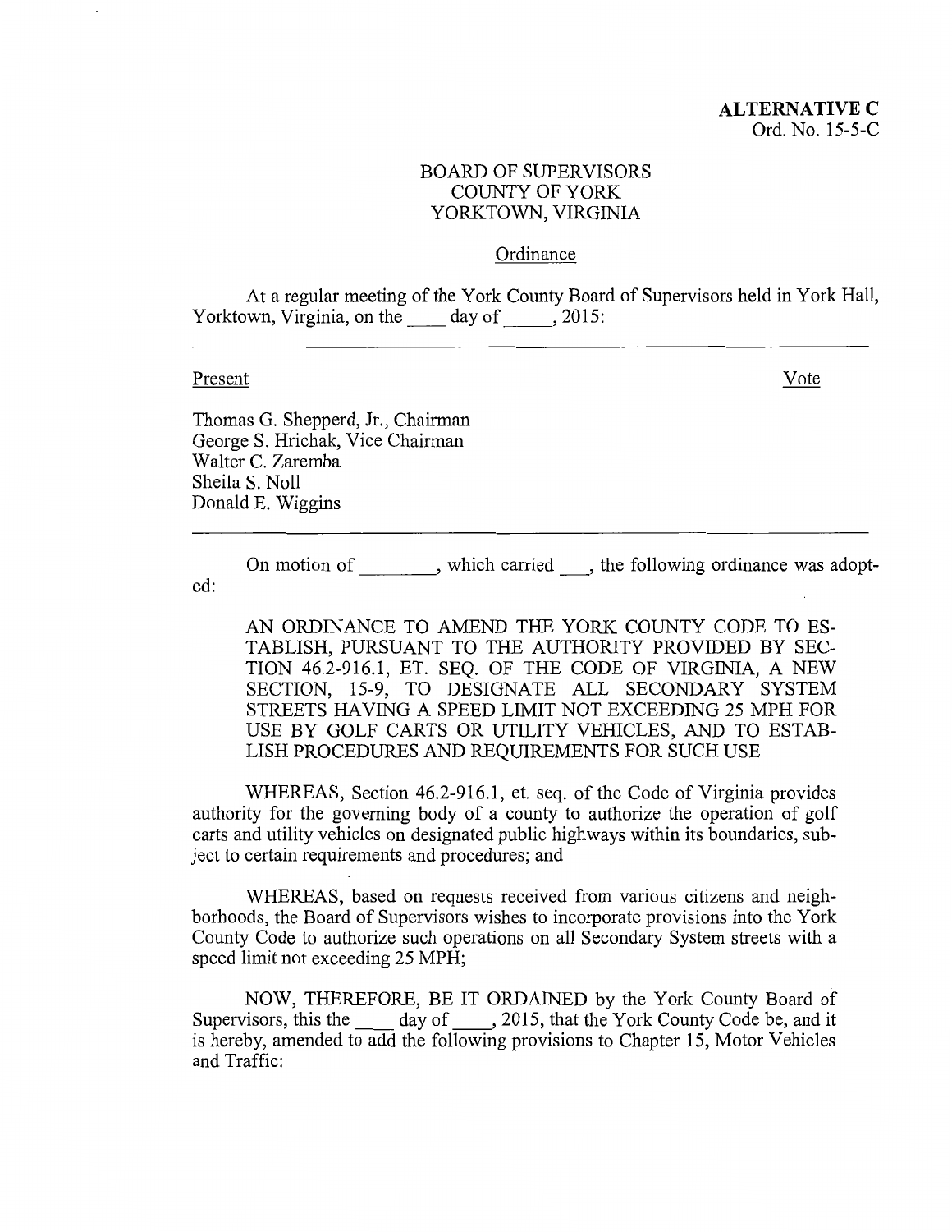**ALTERNATIVE C**
Ord. No. 15-5-C

BOARD OF SUPERVISORS
COUNTY OF YORK
YORKTOWN, VIRGINIA

Ordinance

At a regular meeting of the York County Board of Supervisors held in York Hall, Yorktown, Virginia, on the ____ day of _____, 2015:

---

| Present | Vote |
|---|---|
| Thomas G. Shepperd, Jr., Chairman | |
| George S. Hrichak, Vice Chairman | |
| Walter C. Zaremba | |
| Sheila S. Noll | |
| Donald E. Wiggins | |

---

On motion of ________, which carried ___, the following ordinance was adopted:

AN ORDINANCE TO AMEND THE YORK COUNTY CODE TO ESTABLISH, PURSUANT TO THE AUTHORITY PROVIDED BY SECTION 46.2-916.1, ET. SEQ. OF THE CODE OF VIRGINIA, A NEW SECTION, 15-9, TO DESIGNATE ALL SECONDARY SYSTEM STREETS HAVING A SPEED LIMIT NOT EXCEEDING 25 MPH FOR USE BY GOLF CARTS OR UTILITY VEHICLES, AND TO ESTABLISH PROCEDURES AND REQUIREMENTS FOR SUCH USE

WHEREAS, Section 46.2-916.1, et. seq. of the Code of Virginia provides authority for the governing body of a county to authorize the operation of golf carts and utility vehicles on designated public highways within its boundaries, subject to certain requirements and procedures; and

WHEREAS, based on requests received from various citizens and neighborhoods, the Board of Supervisors wishes to incorporate provisions into the York County Code to authorize such operations on all Secondary System streets with a speed limit not exceeding 25 MPH;

NOW, THEREFORE, BE IT ORDAINED by the York County Board of Supervisors, this the ____ day of ____, 2015, that the York County Code be, and it is hereby, amended to add the following provisions to Chapter 15, Motor Vehicles and Traffic: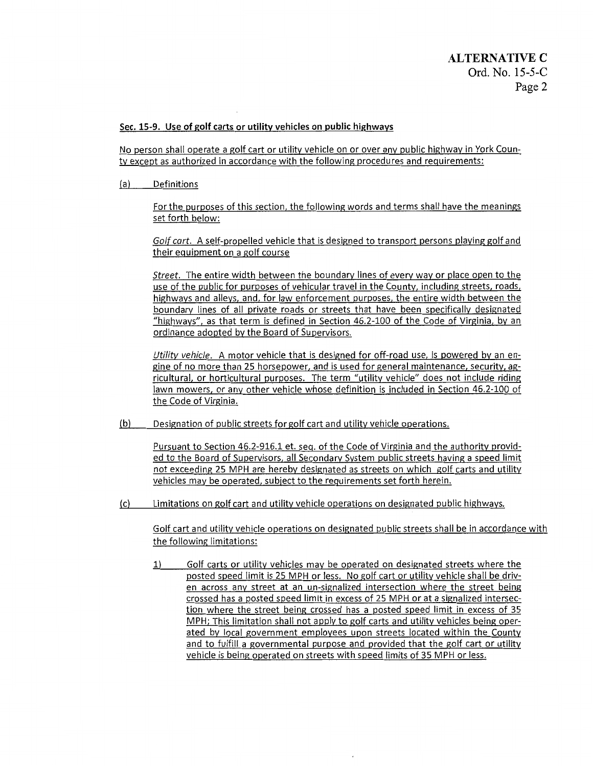**Sec. 15-9. Use of golf carts or utility vehicles on public highways**

No person shall operate a golf cart or utility vehicle on or over any public highway in York County except as authorized in accordance with the following procedures and requirements:

(a) Definitions

For the purposes of this section, the following words and terms shall have the meanings set forth below:

*Golf cart.* A self-propelled vehicle that is designed to transport persons playing golf and their equipment on a golf course

*Street.* The entire width between the boundary lines of every way or place open to the use of the public for purposes of vehicular travel in the County, including streets, roads, highways and alleys, and, for law enforcement purposes, the entire width between the boundary lines of all private roads or streets that have been specifically designated "highways", as that term is defined in Section 46.2-100 of the Code of Virginia, by an ordinance adopted by the Board of Supervisors.

*Utility vehicle.* A motor vehicle that is designed for off-road use, is powered by an engine of no more than 25 horsepower, and is used for general maintenance, security, agricultural, or horticultural purposes. The term "utility vehicle" does not include riding lawn mowers, or any other vehicle whose definition is included in Section 46.2-100 of the Code of Virginia.

(b) Designation of public streets for golf cart and utility vehicle operations.

Pursuant to Section 46.2-916.1 et. seq. of the Code of Virginia and the authority provided to the Board of Supervisors, all Secondary System public streets having a speed limit not exceeding 25 MPH are hereby designated as streets on which golf carts and utility vehicles may be operated, subject to the requirements set forth herein.

(c) Limitations on golf cart and utility vehicle operations on designated public highways.

Golf cart and utility vehicle operations on designated public streets shall be in accordance with the following limitations:

1) Golf carts or utility vehicles may be operated on designated streets where the posted speed limit is 25 MPH or less. No golf cart or utility vehicle shall be driven across any street at an un-signalized intersection where the street being crossed has a posted speed limit in excess of 25 MPH or at a signalized intersection where the street being crossed has a posted speed limit in excess of 35 MPH; This limitation shall not apply to golf carts and utility vehicles being operated by local government employees upon streets located within the County and to fulfill a governmental purpose and provided that the golf cart or utility vehicle is being operated on streets with speed limits of 35 MPH or less.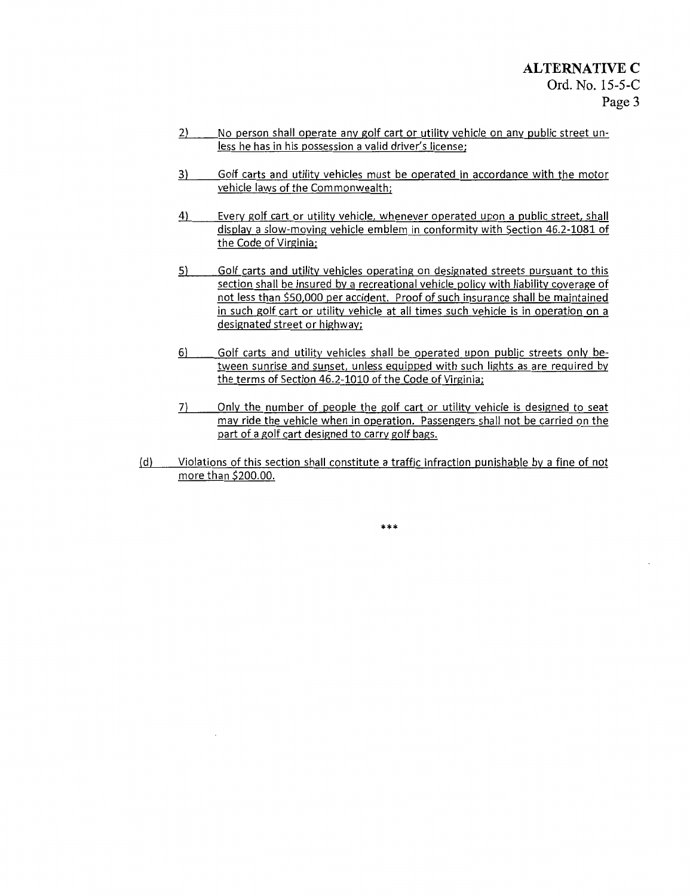2) No person shall operate any golf cart or utility vehicle on any public street unless he has in his possession a valid driver's license;

3) Golf carts and utility vehicles must be operated in accordance with the motor vehicle laws of the Commonwealth;

4) Every golf cart or utility vehicle, whenever operated upon a public street, shall display a slow-moving vehicle emblem in conformity with Section 46.2-1081 of the Code of Virginia;

5) Golf carts and utility vehicles operating on designated streets pursuant to this section shall be insured by a recreational vehicle policy with liability coverage of not less than $50,000 per accident. Proof of such insurance shall be maintained in such golf cart or utility vehicle at all times such vehicle is in operation on a designated street or highway;

6) Golf carts and utility vehicles shall be operated upon public streets only between sunrise and sunset, unless equipped with such lights as are required by the terms of Section 46.2-1010 of the Code of Virginia;

7) Only the number of people the golf cart or utility vehicle is designed to seat may ride the vehicle when in operation. Passengers shall not be carried on the part of a golf cart designed to carry golf bags.

(d) Violations of this section shall constitute a traffic infraction punishable by a fine of not more than $200.00.

***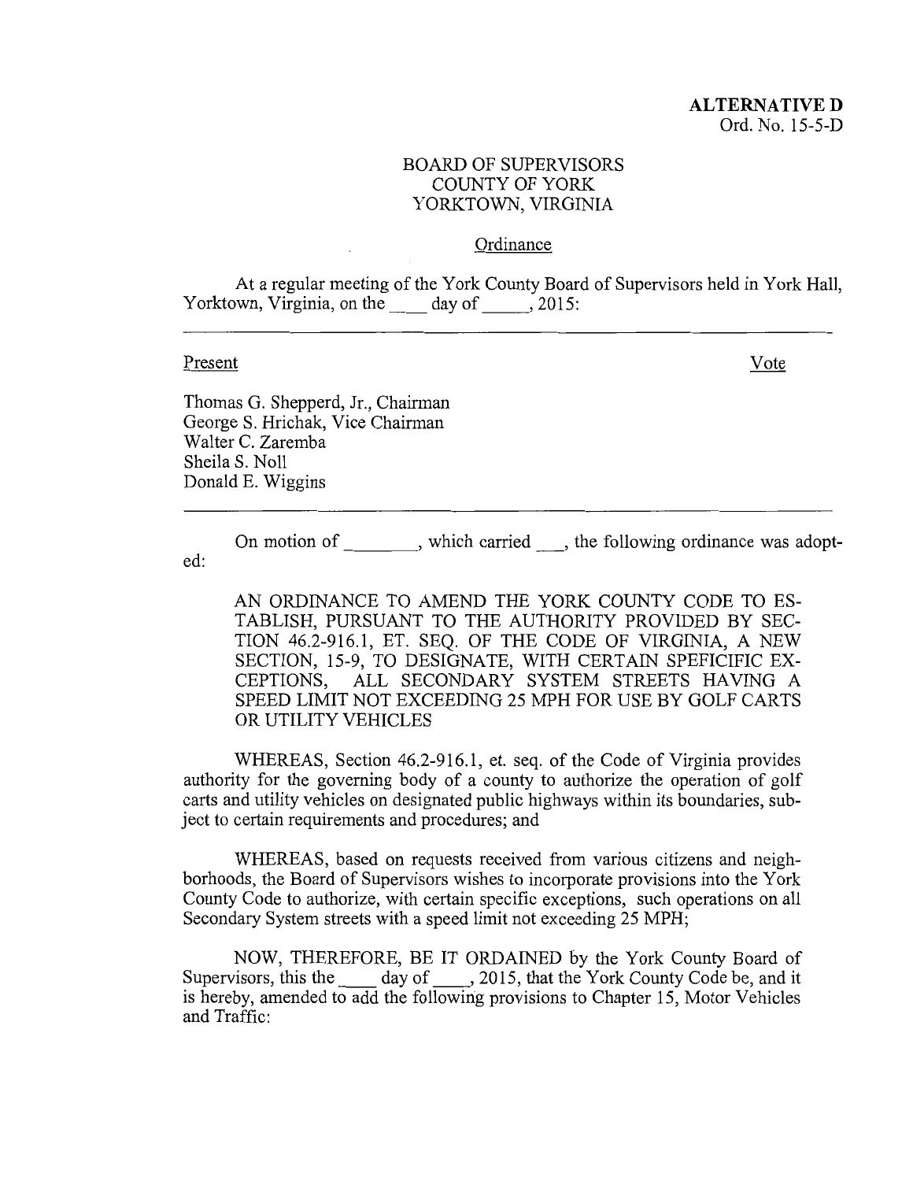**ALTERNATIVE D**
Ord. No. 15-5-D

BOARD OF SUPERVISORS
COUNTY OF YORK
YORKTOWN, VIRGINIA

Ordinance

At a regular meeting of the York County Board of Supervisors held in York Hall, Yorktown, Virginia, on the \_\_\_\_ day of \_\_\_\_\_, 2015:

---

| Present | Vote |
|---|---|
| Thomas G. Shepperd, Jr., Chairman | |
| George S. Hrichak, Vice Chairman | |
| Walter C. Zaremba | |
| Sheila S. Noll | |
| Donald E. Wiggins | |

---

On motion of \_\_\_\_\_\_\_\_, which carried \_\_\_, the following ordinance was adopted:

AN ORDINANCE TO AMEND THE YORK COUNTY CODE TO ESTABLISH, PURSUANT TO THE AUTHORITY PROVIDED BY SECTION 46.2-916.1, ET. SEQ. OF THE CODE OF VIRGINIA, A NEW SECTION, 15-9, TO DESIGNATE, WITH CERTAIN SPEFICIFIC EXCEPTIONS, ALL SECONDARY SYSTEM STREETS HAVING A SPEED LIMIT NOT EXCEEDING 25 MPH FOR USE BY GOLF CARTS OR UTILITY VEHICLES

WHEREAS, Section 46.2-916.1, et. seq. of the Code of Virginia provides authority for the governing body of a county to authorize the operation of golf carts and utility vehicles on designated public highways within its boundaries, subject to certain requirements and procedures; and

WHEREAS, based on requests received from various citizens and neighborhoods, the Board of Supervisors wishes to incorporate provisions into the York County Code to authorize, with certain specific exceptions, such operations on all Secondary System streets with a speed limit not exceeding 25 MPH;

NOW, THEREFORE, BE IT ORDAINED by the York County Board of Supervisors, this the \_\_\_\_ day of \_\_\_\_, 2015, that the York County Code be, and it is hereby, amended to add the following provisions to Chapter 15, Motor Vehicles and Traffic: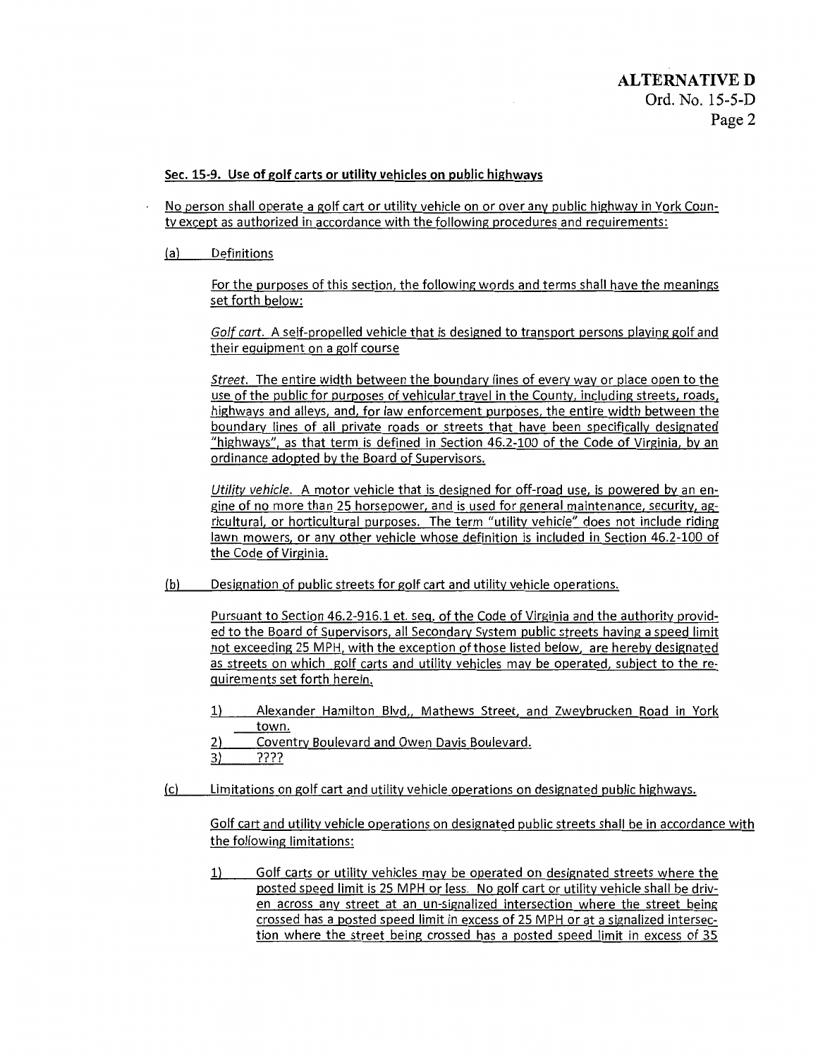**ALTERNATIVE D**
Ord. No. 15-5-D

**Sec. 15-9. Use of golf carts or utility vehicles on public highways**

No person shall operate a golf cart or utility vehicle on or over any public highway in York County except as authorized in accordance with the following procedures and requirements:

(a) Definitions

For the purposes of this section, the following words and terms shall have the meanings set forth below:

*Golf cart.* A self-propelled vehicle that is designed to transport persons playing golf and their equipment on a golf course

*Street.* The entire width between the boundary lines of every way or place open to the use of the public for purposes of vehicular travel in the County, including streets, roads, highways and alleys, and, for law enforcement purposes, the entire width between the boundary lines of all private roads or streets that have been specifically designated "highways", as that term is defined in Section 46.2-100 of the Code of Virginia, by an ordinance adopted by the Board of Supervisors.

*Utility vehicle.* A motor vehicle that is designed for off-road use, is powered by an engine of no more than 25 horsepower, and is used for general maintenance, security, agricultural, or horticultural purposes. The term "utility vehicle" does not include riding lawn mowers, or any other vehicle whose definition is included in Section 46.2-100 of the Code of Virginia.

(b) Designation of public streets for golf cart and utility vehicle operations.

Pursuant to Section 46.2-916.1 et. seq. of the Code of Virginia and the authority provided to the Board of Supervisors, all Secondary System public streets having a speed limit not exceeding 25 MPH, with the exception of those listed below, are hereby designated as streets on which golf carts and utility vehicles may be operated, subject to the requirements set forth herein.

1) Alexander Hamilton Blvd., Mathews Street, and Zweybrucken Road in Yorktown.
2) Coventry Boulevard and Owen Davis Boulevard.
3) ????

(c) Limitations on golf cart and utility vehicle operations on designated public highways.

Golf cart and utility vehicle operations on designated public streets shall be in accordance with the following limitations:

1) Golf carts or utility vehicles may be operated on designated streets where the posted speed limit is 25 MPH or less. No golf cart or utility vehicle shall be driven across any street at an un-signalized intersection where the street being crossed has a posted speed limit in excess of 25 MPH or at a signalized intersection where the street being crossed has a posted speed limit in excess of 35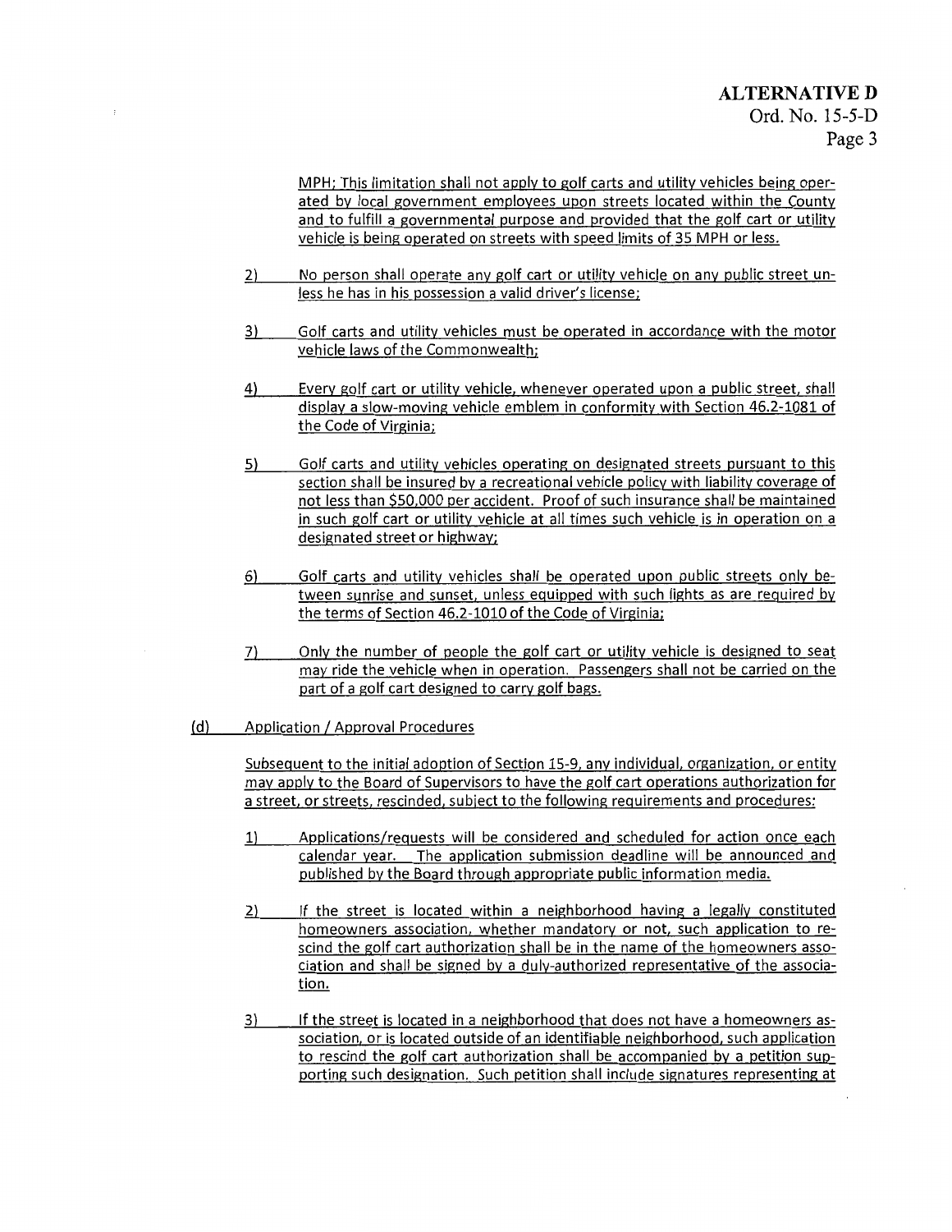MPH; This limitation shall not apply to golf carts and utility vehicles being operated by local government employees upon streets located within the County and to fulfill a governmental purpose and provided that the golf cart or utility vehicle is being operated on streets with speed limits of 35 MPH or less.

2) No person shall operate any golf cart or utility vehicle on any public street unless he has in his possession a valid driver's license;

3) Golf carts and utility vehicles must be operated in accordance with the motor vehicle laws of the Commonwealth;

4) Every golf cart or utility vehicle, whenever operated upon a public street, shall display a slow-moving vehicle emblem in conformity with Section 46.2-1081 of the Code of Virginia;

5) Golf carts and utility vehicles operating on designated streets pursuant to this section shall be insured by a recreational vehicle policy with liability coverage of not less than $50,000 per accident. Proof of such insurance shall be maintained in such golf cart or utility vehicle at all times such vehicle is in operation on a designated street or highway;

6) Golf carts and utility vehicles shall be operated upon public streets only between sunrise and sunset, unless equipped with such lights as are required by the terms of Section 46.2-1010 of the Code of Virginia;

7) Only the number of people the golf cart or utility vehicle is designed to seat may ride the vehicle when in operation. Passengers shall not be carried on the part of a golf cart designed to carry golf bags.

(d) Application / Approval Procedures

Subsequent to the initial adoption of Section 15-9, any individual, organization, or entity may apply to the Board of Supervisors to have the golf cart operations authorization for a street, or streets, rescinded, subject to the following requirements and procedures:

1) Applications/requests will be considered and scheduled for action once each calendar year. The application submission deadline will be announced and published by the Board through appropriate public information media.

2) If the street is located within a neighborhood having a legally constituted homeowners association, whether mandatory or not, such application to rescind the golf cart authorization shall be in the name of the homeowners association and shall be signed by a duly-authorized representative of the association.

3) If the street is located in a neighborhood that does not have a homeowners association, or is located outside of an identifiable neighborhood, such application to rescind the golf cart authorization shall be accompanied by a petition supporting such designation. Such petition shall include signatures representing at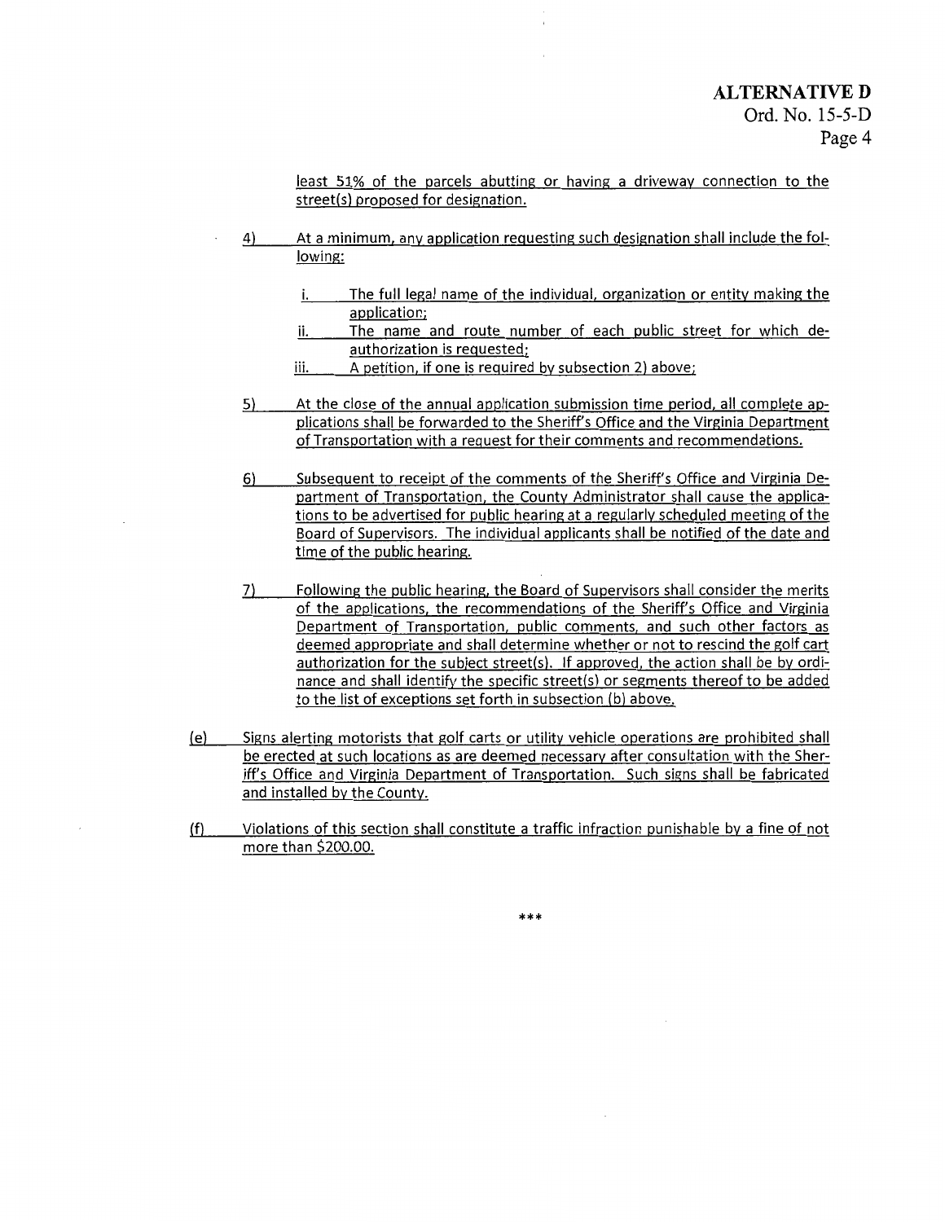least 51% of the parcels abutting or having a driveway connection to the street(s) proposed for designation.

4) At a minimum, any application requesting such designation shall include the following:

   i. The full legal name of the individual, organization or entity making the application;
   ii. The name and route number of each public street for which de-authorization is requested;
   iii. A petition, if one is required by subsection 2) above;

5) At the close of the annual application submission time period, all complete applications shall be forwarded to the Sheriff's Office and the Virginia Department of Transportation with a request for their comments and recommendations.

6) Subsequent to receipt of the comments of the Sheriff's Office and Virginia Department of Transportation, the County Administrator shall cause the applications to be advertised for public hearing at a regularly scheduled meeting of the Board of Supervisors. The individual applicants shall be notified of the date and time of the public hearing.

7) Following the public hearing, the Board of Supervisors shall consider the merits of the applications, the recommendations of the Sheriff's Office and Virginia Department of Transportation, public comments, and such other factors as deemed appropriate and shall determine whether or not to rescind the golf cart authorization for the subject street(s). If approved, the action shall be by ordinance and shall identify the specific street(s) or segments thereof to be added to the list of exceptions set forth in subsection (b) above.

(e) Signs alerting motorists that golf carts or utility vehicle operations are prohibited shall be erected at such locations as are deemed necessary after consultation with the Sheriff's Office and Virginia Department of Transportation. Such signs shall be fabricated and installed by the County.

(f) Violations of this section shall constitute a traffic infraction punishable by a fine of not more than $200.00.

***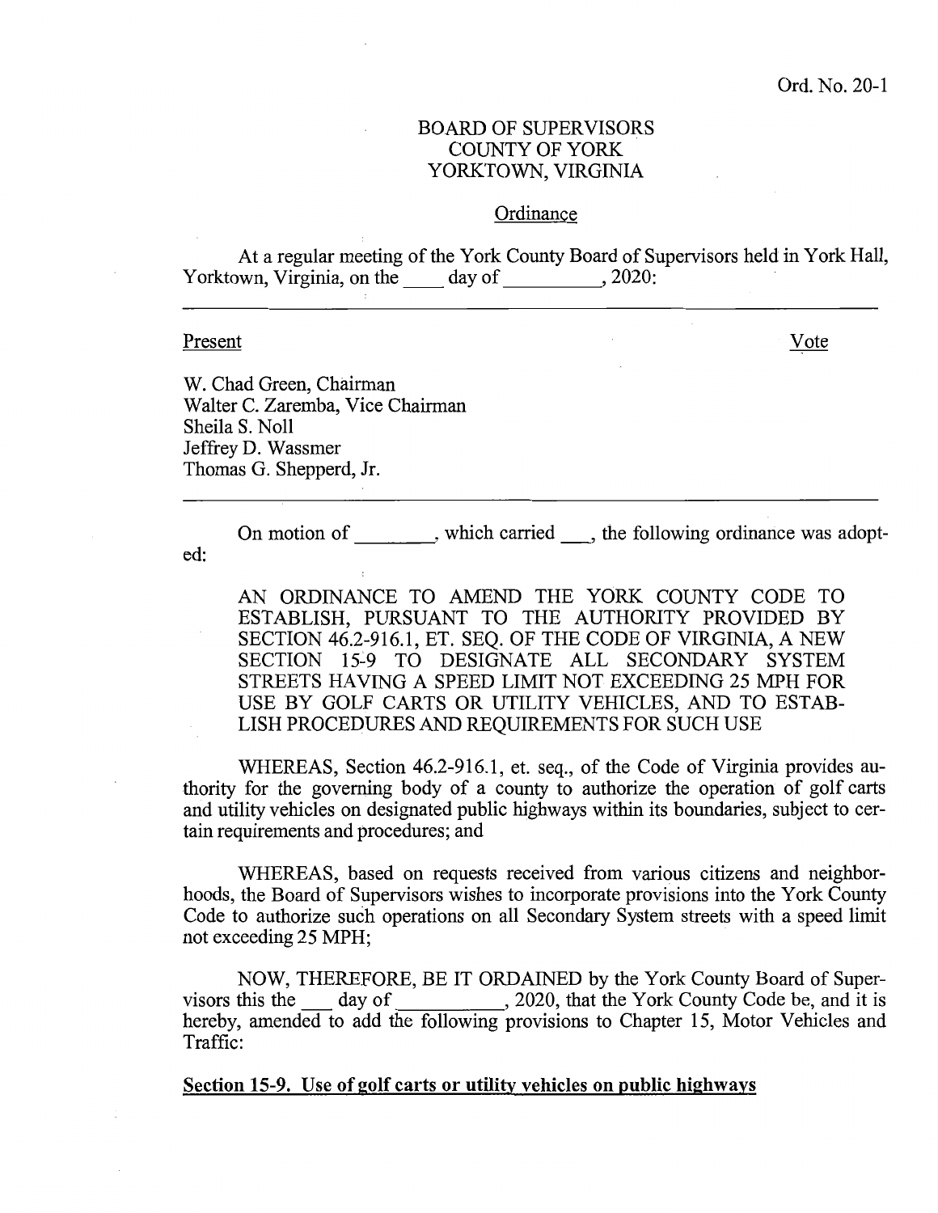Ord. No. 20-1

BOARD OF SUPERVISORS
COUNTY OF YORK
YORKTOWN, VIRGINIA

Ordinance

At a regular meeting of the York County Board of Supervisors held in York Hall, Yorktown, Virginia, on the ____ day of __________, 2020:

---

| Present | Vote |
|---|---|
| W. Chad Green, Chairman | |
| Walter C. Zaremba, Vice Chairman | |
| Sheila S. Noll | |
| Jeffrey D. Wassmer | |
| Thomas G. Shepperd, Jr. | |

---

On motion of ________, which carried ___, the following ordinance was adopted:

AN ORDINANCE TO AMEND THE YORK COUNTY CODE TO ESTABLISH, PURSUANT TO THE AUTHORITY PROVIDED BY SECTION 46.2-916.1, ET. SEQ. OF THE CODE OF VIRGINIA, A NEW SECTION 15-9 TO DESIGNATE ALL SECONDARY SYSTEM STREETS HAVING A SPEED LIMIT NOT EXCEEDING 25 MPH FOR USE BY GOLF CARTS OR UTILITY VEHICLES, AND TO ESTABLISH PROCEDURES AND REQUIREMENTS FOR SUCH USE

WHEREAS, Section 46.2-916.1, et. seq., of the Code of Virginia provides authority for the governing body of a county to authorize the operation of golf carts and utility vehicles on designated public highways within its boundaries, subject to certain requirements and procedures; and

WHEREAS, based on requests received from various citizens and neighborhoods, the Board of Supervisors wishes to incorporate provisions into the York County Code to authorize such operations on all Secondary System streets with a speed limit not exceeding 25 MPH;

NOW, THEREFORE, BE IT ORDAINED by the York County Board of Supervisors this the ___ day of __________, 2020, that the York County Code be, and it is hereby, amended to add the following provisions to Chapter 15, Motor Vehicles and Traffic:

**Section 15-9. Use of golf carts or utility vehicles on public highways**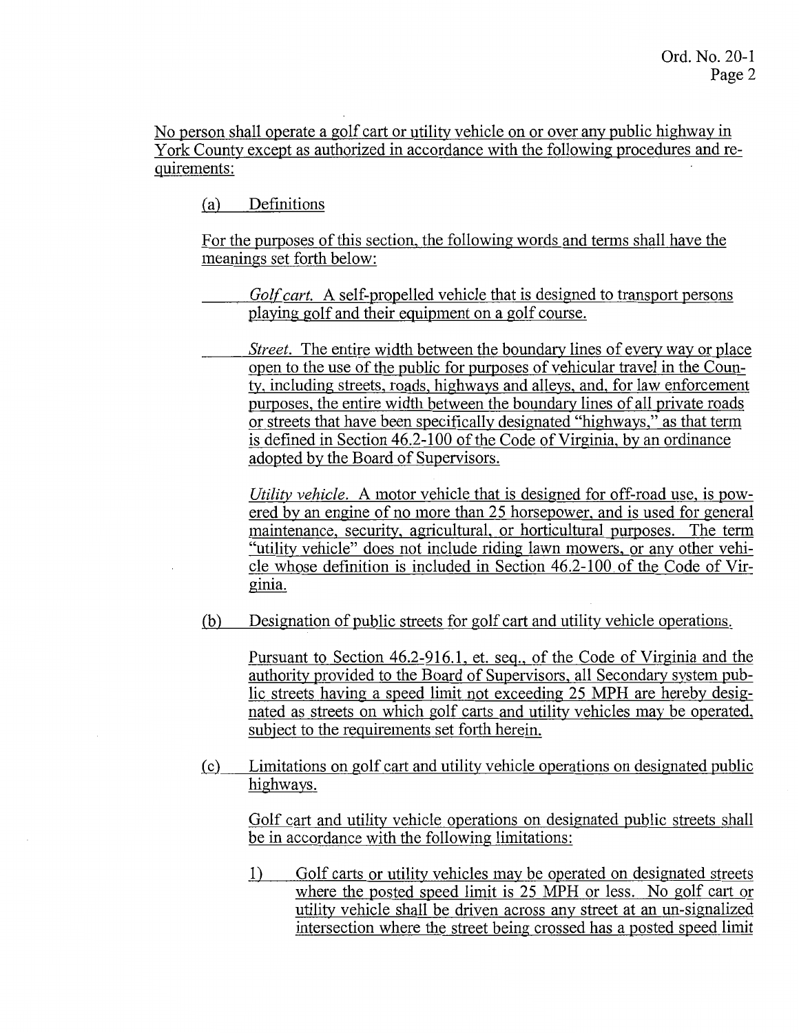No person shall operate a golf cart or utility vehicle on or over any public highway in York County except as authorized in accordance with the following procedures and requirements:

(a) Definitions

For the purposes of this section, the following words and terms shall have the meanings set forth below:

*Golf cart.* A self-propelled vehicle that is designed to transport persons playing golf and their equipment on a golf course.

*Street.* The entire width between the boundary lines of every way or place open to the use of the public for purposes of vehicular travel in the County, including streets, roads, highways and alleys, and, for law enforcement purposes, the entire width between the boundary lines of all private roads or streets that have been specifically designated "highways," as that term is defined in Section 46.2-100 of the Code of Virginia, by an ordinance adopted by the Board of Supervisors.

*Utility vehicle.* A motor vehicle that is designed for off-road use, is powered by an engine of no more than 25 horsepower, and is used for general maintenance, security, agricultural, or horticultural purposes. The term "utility vehicle" does not include riding lawn mowers, or any other vehicle whose definition is included in Section 46.2-100 of the Code of Virginia.

(b) Designation of public streets for golf cart and utility vehicle operations.

Pursuant to Section 46.2-916.1, et. seq., of the Code of Virginia and the authority provided to the Board of Supervisors, all Secondary system public streets having a speed limit not exceeding 25 MPH are hereby designated as streets on which golf carts and utility vehicles may be operated, subject to the requirements set forth herein.

(c) Limitations on golf cart and utility vehicle operations on designated public highways.

Golf cart and utility vehicle operations on designated public streets shall be in accordance with the following limitations:

1) Golf carts or utility vehicles may be operated on designated streets where the posted speed limit is 25 MPH or less. No golf cart or utility vehicle shall be driven across any street at an un-signalized intersection where the street being crossed has a posted speed limit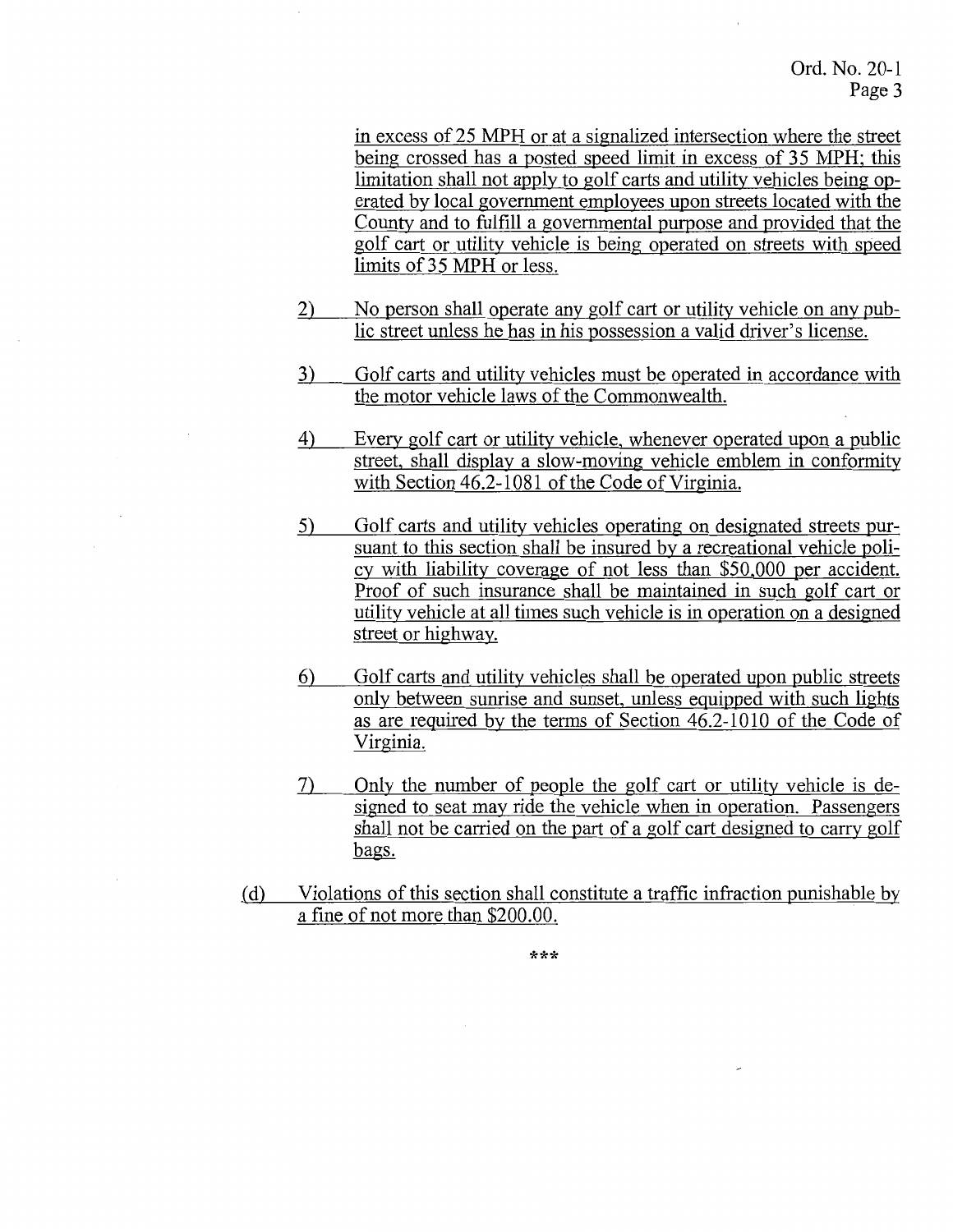in excess of 25 MPH or at a signalized intersection where the street being crossed has a posted speed limit in excess of 35 MPH; this limitation shall not apply to golf carts and utility vehicles being operated by local government employees upon streets located with the County and to fulfill a governmental purpose and provided that the golf cart or utility vehicle is being operated on streets with speed limits of 35 MPH or less.

2) No person shall operate any golf cart or utility vehicle on any public street unless he has in his possession a valid driver's license.

3) Golf carts and utility vehicles must be operated in accordance with the motor vehicle laws of the Commonwealth.

4) Every golf cart or utility vehicle, whenever operated upon a public street, shall display a slow-moving vehicle emblem in conformity with Section 46.2-1081 of the Code of Virginia.

5) Golf carts and utility vehicles operating on designated streets pursuant to this section shall be insured by a recreational vehicle policy with liability coverage of not less than $50,000 per accident. Proof of such insurance shall be maintained in such golf cart or utility vehicle at all times such vehicle is in operation on a designed street or highway.

6) Golf carts and utility vehicles shall be operated upon public streets only between sunrise and sunset, unless equipped with such lights as are required by the terms of Section 46.2-1010 of the Code of Virginia.

7) Only the number of people the golf cart or utility vehicle is designed to seat may ride the vehicle when in operation. Passengers shall not be carried on the part of a golf cart designed to carry golf bags.

(d) Violations of this section shall constitute a traffic infraction punishable by a fine of not more than $200.00.

***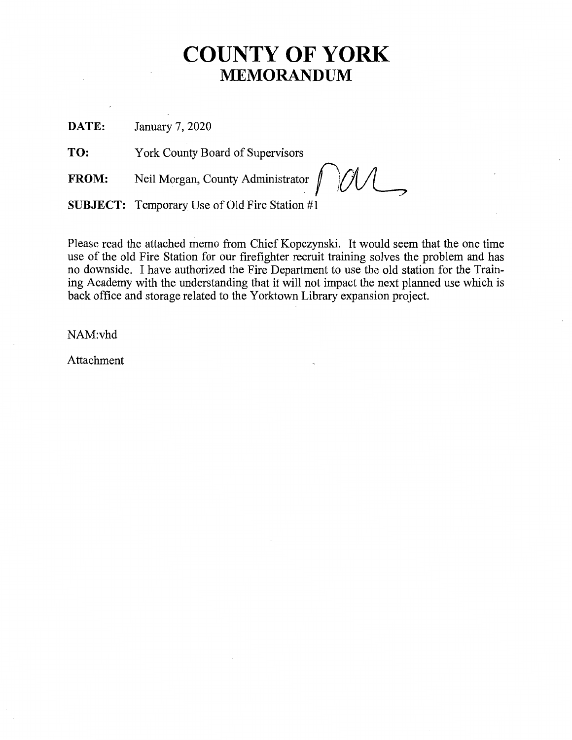# COUNTY OF YORK
## MEMORANDUM

**DATE:** January 7, 2020

**TO:** York County Board of Supervisors

**FROM:** Neil Morgan, County Administrator

**SUBJECT:** Temporary Use of Old Fire Station #1

Please read the attached memo from Chief Kopczynski. It would seem that the one time use of the old Fire Station for our firefighter recruit training solves the problem and has no downside. I have authorized the Fire Department to use the old station for the Training Academy with the understanding that it will not impact the next planned use which is back office and storage related to the Yorktown Library expansion project.

NAM:vhd

Attachment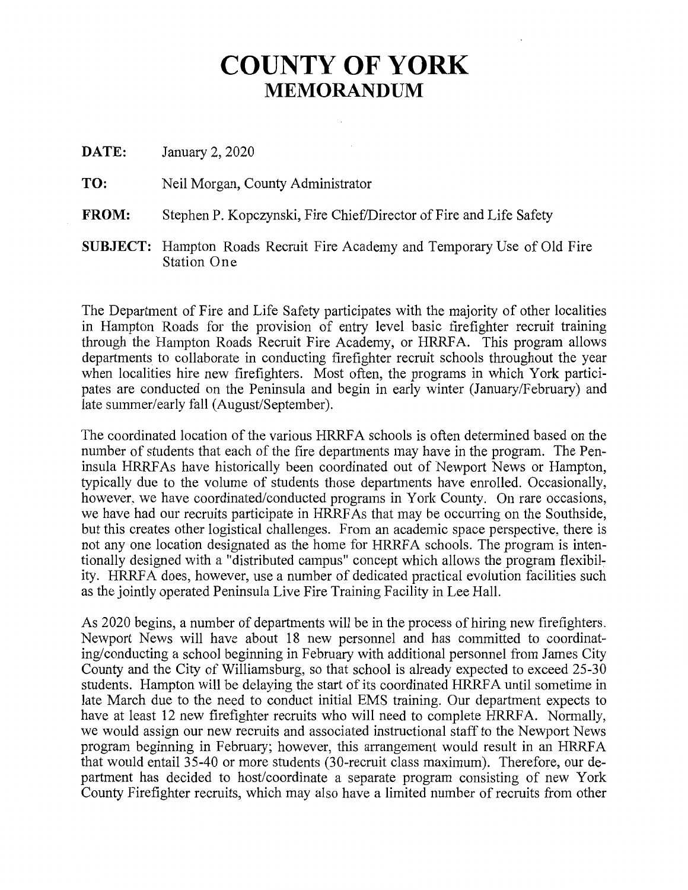# COUNTY OF YORK
## MEMORANDUM

**DATE:** January 2, 2020

**TO:** Neil Morgan, County Administrator

**FROM:** Stephen P. Kopczynski, Fire Chief/Director of Fire and Life Safety

**SUBJECT:** Hampton Roads Recruit Fire Academy and Temporary Use of Old Fire Station One

The Department of Fire and Life Safety participates with the majority of other localities in Hampton Roads for the provision of entry level basic firefighter recruit training through the Hampton Roads Recruit Fire Academy, or HRRFA. This program allows departments to collaborate in conducting firefighter recruit schools throughout the year when localities hire new firefighters. Most often, the programs in which York participates are conducted on the Peninsula and begin in early winter (January/February) and late summer/early fall (August/September).

The coordinated location of the various HRRFA schools is often determined based on the number of students that each of the fire departments may have in the program. The Peninsula HRRFAs have historically been coordinated out of Newport News or Hampton, typically due to the volume of students those departments have enrolled. Occasionally, however, we have coordinated/conducted programs in York County. On rare occasions, we have had our recruits participate in HRRFAs that may be occurring on the Southside, but this creates other logistical challenges. From an academic space perspective, there is not any one location designated as the home for HRRFA schools. The program is intentionally designed with a "distributed campus" concept which allows the program flexibility. HRRFA does, however, use a number of dedicated practical evolution facilities such as the jointly operated Peninsula Live Fire Training Facility in Lee Hall.

As 2020 begins, a number of departments will be in the process of hiring new firefighters. Newport News will have about 18 new personnel and has committed to coordinating/conducting a school beginning in February with additional personnel from James City County and the City of Williamsburg, so that school is already expected to exceed 25-30 students. Hampton will be delaying the start of its coordinated HRRFA until sometime in late March due to the need to conduct initial EMS training. Our department expects to have at least 12 new firefighter recruits who will need to complete HRRFA. Normally, we would assign our new recruits and associated instructional staff to the Newport News program beginning in February; however, this arrangement would result in an HRRFA that would entail 35-40 or more students (30-recruit class maximum). Therefore, our department has decided to host/coordinate a separate program consisting of new York County Firefighter recruits, which may also have a limited number of recruits from other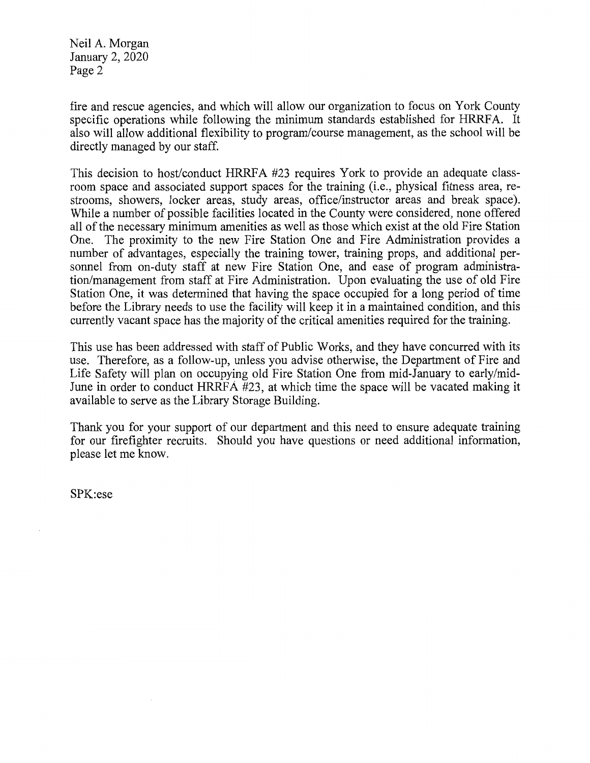fire and rescue agencies, and which will allow our organization to focus on York County specific operations while following the minimum standards established for HRRFA. It also will allow additional flexibility to program/course management, as the school will be directly managed by our staff.

This decision to host/conduct HRRFA #23 requires York to provide an adequate classroom space and associated support spaces for the training (i.e., physical fitness area, restrooms, showers, locker areas, study areas, office/instructor areas and break space). While a number of possible facilities located in the County were considered, none offered all of the necessary minimum amenities as well as those which exist at the old Fire Station One. The proximity to the new Fire Station One and Fire Administration provides a number of advantages, especially the training tower, training props, and additional personnel from on-duty staff at new Fire Station One, and ease of program administration/management from staff at Fire Administration. Upon evaluating the use of old Fire Station One, it was determined that having the space occupied for a long period of time before the Library needs to use the facility will keep it in a maintained condition, and this currently vacant space has the majority of the critical amenities required for the training.

This use has been addressed with staff of Public Works, and they have concurred with its use. Therefore, as a follow-up, unless you advise otherwise, the Department of Fire and Life Safety will plan on occupying old Fire Station One from mid-January to early/mid-June in order to conduct HRRFA #23, at which time the space will be vacated making it available to serve as the Library Storage Building.

Thank you for your support of our department and this need to ensure adequate training for our firefighter recruits. Should you have questions or need additional information, please let me know.

SPK:ese